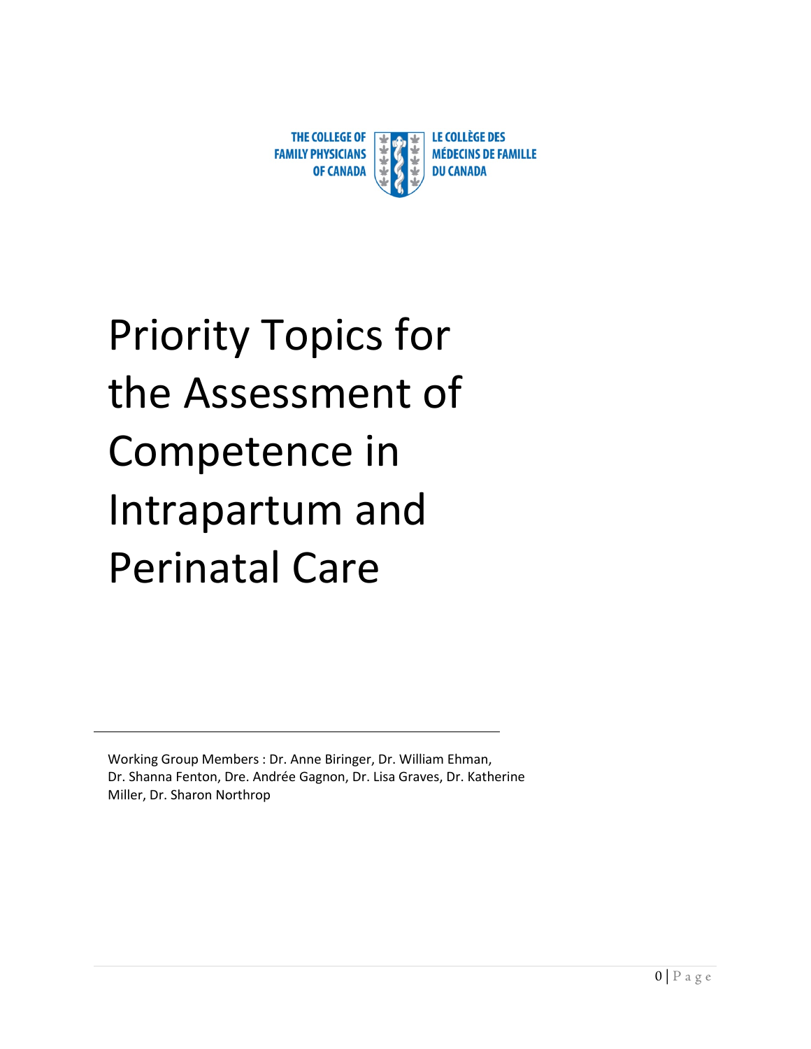THE COLLEGE OF FAMILY PHYSICIANS OF CANADA

LE COLLÈGE DES MÉDECINS DE FAMILLE DU CANADA

# Priority Topics for the Assessment of Competence in Intrapartum and Perinatal Care

Working Group Members : Dr. Anne Biringer, Dr. William Ehman, Dr. Shanna Fenton, Dre. Andrée Gagnon, Dr. Lisa Graves, Dr. Katherine Miller, Dr. Sharon Northrop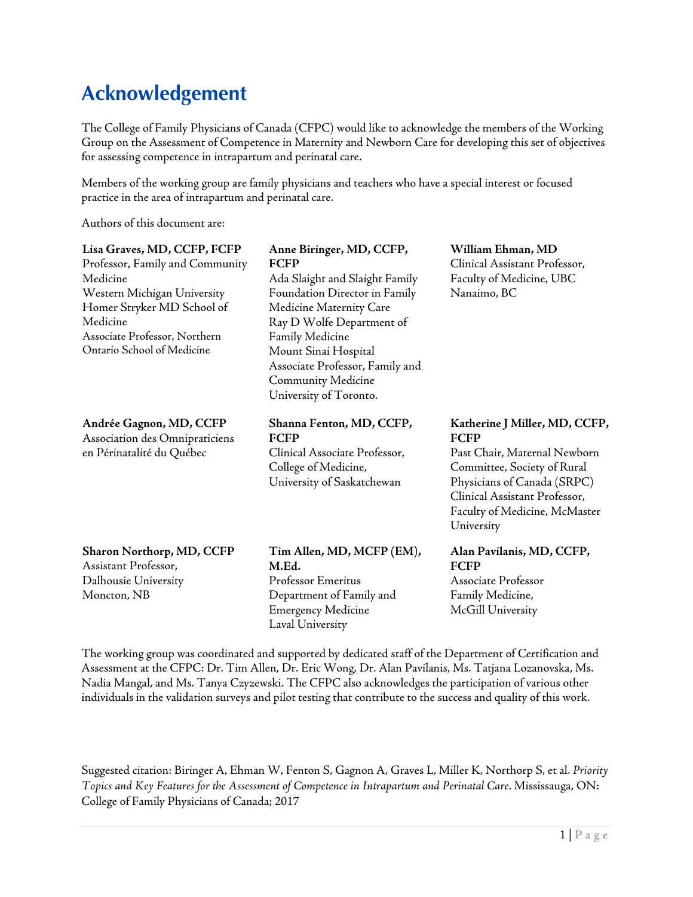# Acknowledgement

The College of Family Physicians of Canada (CFPC) would like to acknowledge the members of the Working Group on the Assessment of Competence in Maternity and Newborn Care for developing this set of objectives for assessing competence in intrapartum and perinatal care.

Members of the working group are family physicians and teachers who have a special interest or focused practice in the area of intrapartum and perinatal care.

Authors of this document are:

**Lisa Graves, MD, CCFP, FCFP**
Professor, Family and Community Medicine
Western Michigan University Homer Stryker MD School of Medicine
Associate Professor, Northern Ontario School of Medicine

**Anne Biringer, MD, CCFP, FCFP**
Ada Slaight and Slaight Family Foundation Director in Family Medicine Maternity Care
Ray D Wolfe Department of Family Medicine
Mount Sinai Hospital
Associate Professor, Family and Community Medicine
University of Toronto.

**William Ehman, MD**
Clinical Assistant Professor, Faculty of Medicine, UBC
Nanaimo, BC

**Andrée Gagnon, MD, CCFP**
Association des Omnipraticiens en Périnatalité du Québec

**Shanna Fenton, MD, CCFP, FCFP**
Clinical Associate Professor, College of Medicine, University of Saskatchewan

**Katherine J Miller, MD, CCFP, FCFP**
Past Chair, Maternal Newborn Committee, Society of Rural Physicians of Canada (SRPC)
Clinical Assistant Professor, Faculty of Medicine, McMaster University

**Sharon Northorp, MD, CCFP**
Assistant Professor, Dalhousie University
Moncton, NB

**Tim Allen, MD, MCFP (EM), M.Ed.**
Professor Emeritus
Department of Family and Emergency Medicine
Laval University

**Alan Pavilanis, MD, CCFP, FCFP**
Associate Professor
Family Medicine, McGill University

The working group was coordinated and supported by dedicated staff of the Department of Certification and Assessment at the CFPC: Dr. Tim Allen, Dr. Eric Wong, Dr. Alan Pavilanis, Ms. Tatjana Lozanovska, Ms. Nadia Mangal, and Ms. Tanya Czyzewski. The CFPC also acknowledges the participation of various other individuals in the validation surveys and pilot testing that contribute to the success and quality of this work.

Suggested citation: Biringer A, Ehman W, Fenton S, Gagnon A, Graves L, Miller K, Northorp S, et al. *Priority Topics and Key Features for the Assessment of Competence in Intrapartum and Perinatal Care*. Mississauga, ON: College of Family Physicians of Canada; 2017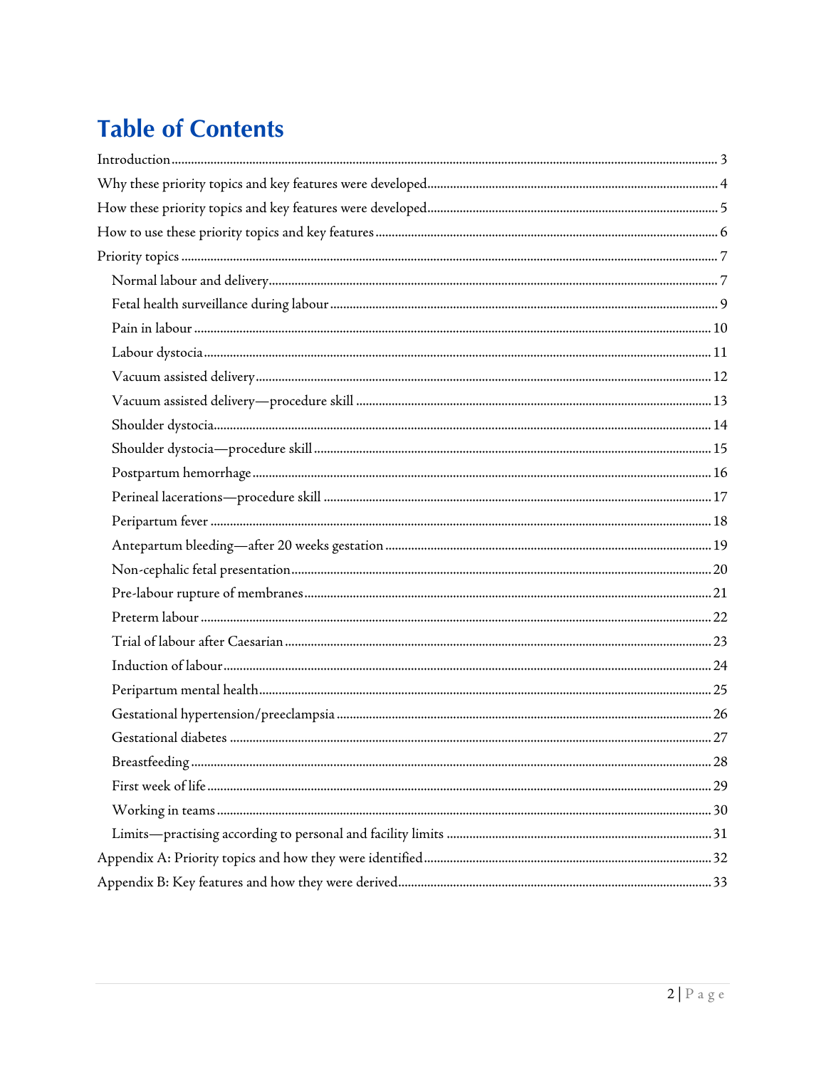# Table of Contents

- Introduction ... 3
- Why these priority topics and key features were developed ... 4
- How these priority topics and key features were developed ... 5
- How to use these priority topics and key features ... 6
- Priority topics ... 7
  - Normal labour and delivery ... 7
  - Fetal health surveillance during labour ... 9
  - Pain in labour ... 10
  - Labour dystocia ... 11
  - Vacuum assisted delivery ... 12
  - Vacuum assisted delivery—procedure skill ... 13
  - Shoulder dystocia ... 14
  - Shoulder dystocia—procedure skill ... 15
  - Postpartum hemorrhage ... 16
  - Perineal lacerations—procedure skill ... 17
  - Peripartum fever ... 18
  - Antepartum bleeding—after 20 weeks gestation ... 19
  - Non-cephalic fetal presentation ... 20
  - Pre-labour rupture of membranes ... 21
  - Preterm labour ... 22
  - Trial of labour after Caesarian ... 23
  - Induction of labour ... 24
  - Peripartum mental health ... 25
  - Gestational hypertension/preeclampsia ... 26
  - Gestational diabetes ... 27
  - Breastfeeding ... 28
  - First week of life ... 29
  - Working in teams ... 30
  - Limits—practising according to personal and facility limits ... 31
- Appendix A: Priority topics and how they were identified ... 32
- Appendix B: Key features and how they were derived ... 33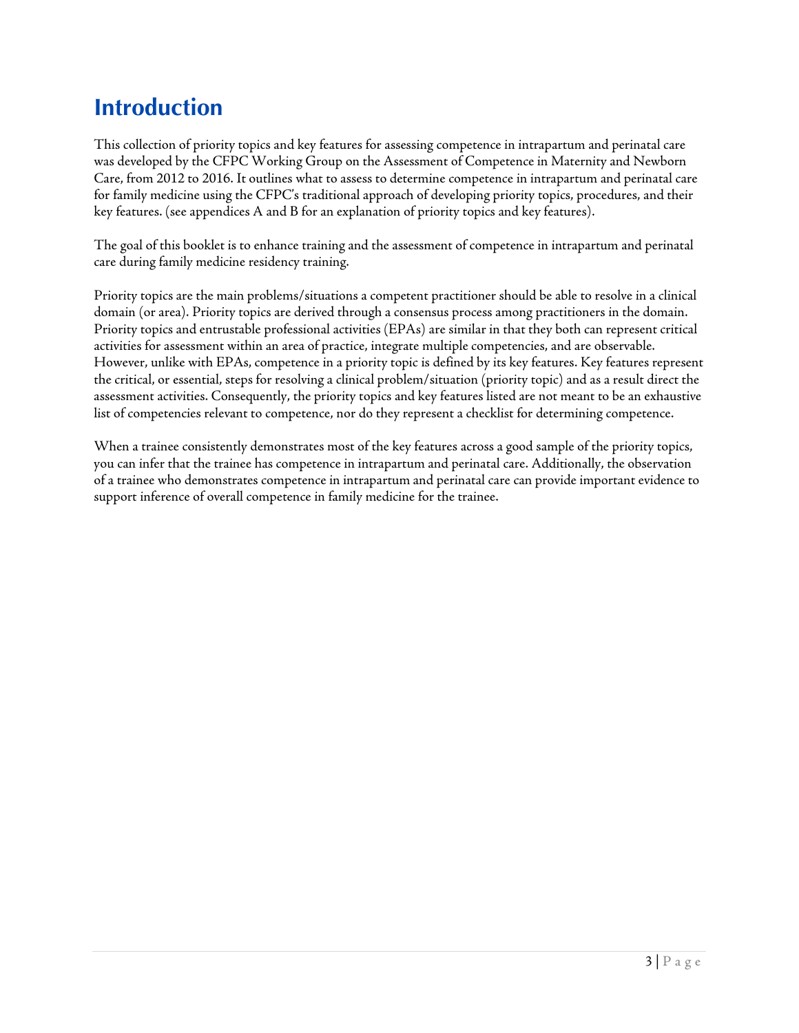# Introduction

This collection of priority topics and key features for assessing competence in intrapartum and perinatal care was developed by the CFPC Working Group on the Assessment of Competence in Maternity and Newborn Care, from 2012 to 2016. It outlines what to assess to determine competence in intrapartum and perinatal care for family medicine using the CFPC's traditional approach of developing priority topics, procedures, and their key features. (see appendices A and B for an explanation of priority topics and key features).

The goal of this booklet is to enhance training and the assessment of competence in intrapartum and perinatal care during family medicine residency training.

Priority topics are the main problems/situations a competent practitioner should be able to resolve in a clinical domain (or area). Priority topics are derived through a consensus process among practitioners in the domain. Priority topics and entrustable professional activities (EPAs) are similar in that they both can represent critical activities for assessment within an area of practice, integrate multiple competencies, and are observable. However, unlike with EPAs, competence in a priority topic is defined by its key features. Key features represent the critical, or essential, steps for resolving a clinical problem/situation (priority topic) and as a result direct the assessment activities. Consequently, the priority topics and key features listed are not meant to be an exhaustive list of competencies relevant to competence, nor do they represent a checklist for determining competence.

When a trainee consistently demonstrates most of the key features across a good sample of the priority topics, you can infer that the trainee has competence in intrapartum and perinatal care. Additionally, the observation of a trainee who demonstrates competence in intrapartum and perinatal care can provide important evidence to support inference of overall competence in family medicine for the trainee.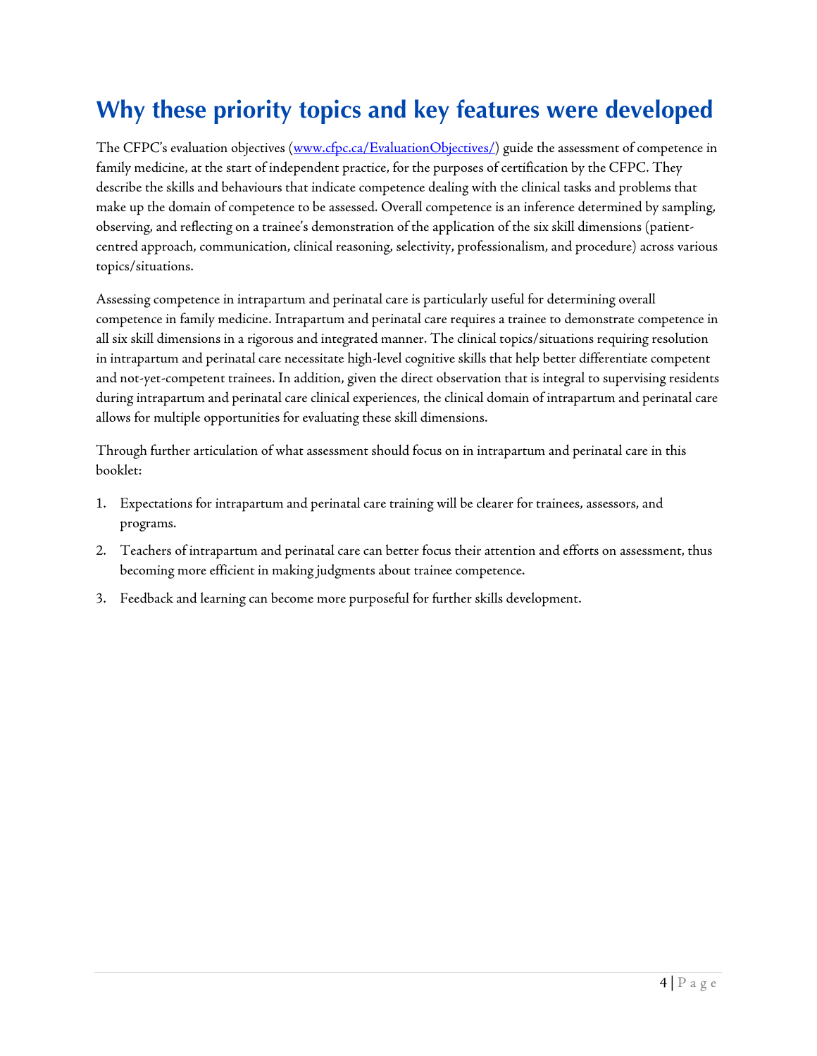# Why these priority topics and key features were developed

The CFPC's evaluation objectives ([www.cfpc.ca/EvaluationObjectives/](www.cfpc.ca/EvaluationObjectives/)) guide the assessment of competence in family medicine, at the start of independent practice, for the purposes of certification by the CFPC. They describe the skills and behaviours that indicate competence dealing with the clinical tasks and problems that make up the domain of competence to be assessed. Overall competence is an inference determined by sampling, observing, and reflecting on a trainee's demonstration of the application of the six skill dimensions (patient-centred approach, communication, clinical reasoning, selectivity, professionalism, and procedure) across various topics/situations.

Assessing competence in intrapartum and perinatal care is particularly useful for determining overall competence in family medicine. Intrapartum and perinatal care requires a trainee to demonstrate competence in all six skill dimensions in a rigorous and integrated manner. The clinical topics/situations requiring resolution in intrapartum and perinatal care necessitate high-level cognitive skills that help better differentiate competent and not-yet-competent trainees. In addition, given the direct observation that is integral to supervising residents during intrapartum and perinatal care clinical experiences, the clinical domain of intrapartum and perinatal care allows for multiple opportunities for evaluating these skill dimensions.

Through further articulation of what assessment should focus on in intrapartum and perinatal care in this booklet:

1. Expectations for intrapartum and perinatal care training will be clearer for trainees, assessors, and programs.
2. Teachers of intrapartum and perinatal care can better focus their attention and efforts on assessment, thus becoming more efficient in making judgments about trainee competence.
3. Feedback and learning can become more purposeful for further skills development.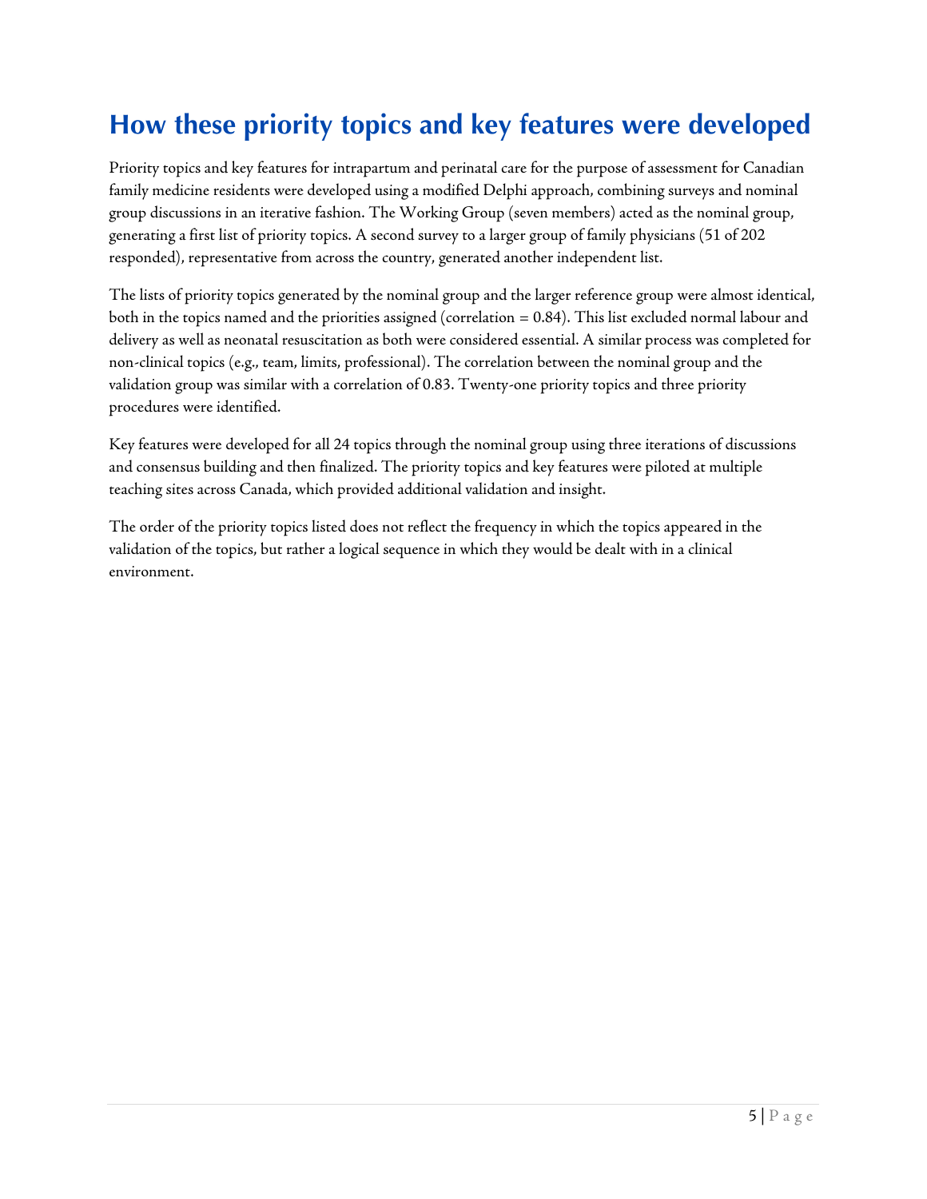# How these priority topics and key features were developed

Priority topics and key features for intrapartum and perinatal care for the purpose of assessment for Canadian family medicine residents were developed using a modified Delphi approach, combining surveys and nominal group discussions in an iterative fashion. The Working Group (seven members) acted as the nominal group, generating a first list of priority topics. A second survey to a larger group of family physicians (51 of 202 responded), representative from across the country, generated another independent list.

The lists of priority topics generated by the nominal group and the larger reference group were almost identical, both in the topics named and the priorities assigned (correlation = 0.84). This list excluded normal labour and delivery as well as neonatal resuscitation as both were considered essential. A similar process was completed for non-clinical topics (e.g., team, limits, professional). The correlation between the nominal group and the validation group was similar with a correlation of 0.83. Twenty-one priority topics and three priority procedures were identified.

Key features were developed for all 24 topics through the nominal group using three iterations of discussions and consensus building and then finalized. The priority topics and key features were piloted at multiple teaching sites across Canada, which provided additional validation and insight.

The order of the priority topics listed does not reflect the frequency in which the topics appeared in the validation of the topics, but rather a logical sequence in which they would be dealt with in a clinical environment.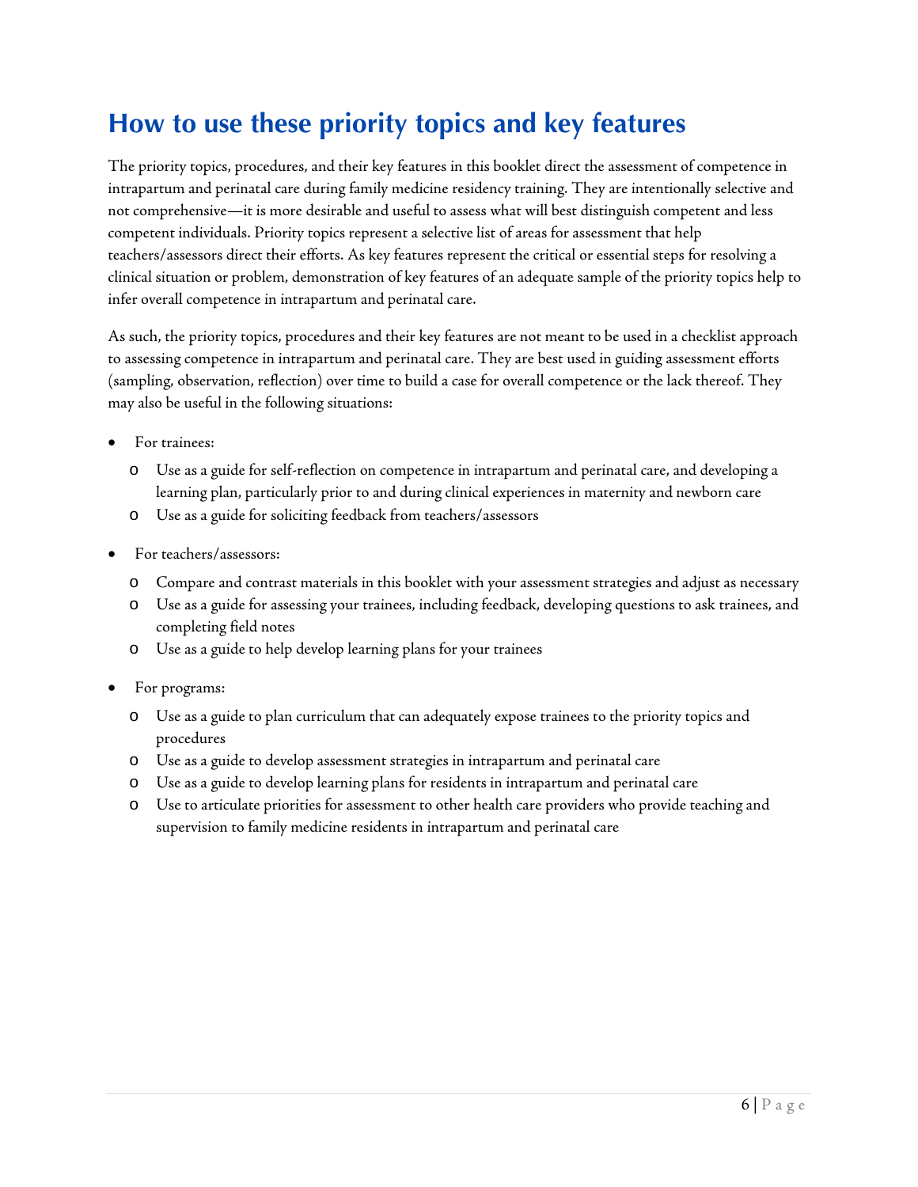# How to use these priority topics and key features

The priority topics, procedures, and their key features in this booklet direct the assessment of competence in intrapartum and perinatal care during family medicine residency training. They are intentionally selective and not comprehensive—it is more desirable and useful to assess what will best distinguish competent and less competent individuals. Priority topics represent a selective list of areas for assessment that help teachers/assessors direct their efforts. As key features represent the critical or essential steps for resolving a clinical situation or problem, demonstration of key features of an adequate sample of the priority topics help to infer overall competence in intrapartum and perinatal care.

As such, the priority topics, procedures and their key features are not meant to be used in a checklist approach to assessing competence in intrapartum and perinatal care. They are best used in guiding assessment efforts (sampling, observation, reflection) over time to build a case for overall competence or the lack thereof. They may also be useful in the following situations:

- For trainees:
  - Use as a guide for self-reflection on competence in intrapartum and perinatal care, and developing a learning plan, particularly prior to and during clinical experiences in maternity and newborn care
  - Use as a guide for soliciting feedback from teachers/assessors
- For teachers/assessors:
  - Compare and contrast materials in this booklet with your assessment strategies and adjust as necessary
  - Use as a guide for assessing your trainees, including feedback, developing questions to ask trainees, and completing field notes
  - Use as a guide to help develop learning plans for your trainees
- For programs:
  - Use as a guide to plan curriculum that can adequately expose trainees to the priority topics and procedures
  - Use as a guide to develop assessment strategies in intrapartum and perinatal care
  - Use as a guide to develop learning plans for residents in intrapartum and perinatal care
  - Use to articulate priorities for assessment to other health care providers who provide teaching and supervision to family medicine residents in intrapartum and perinatal care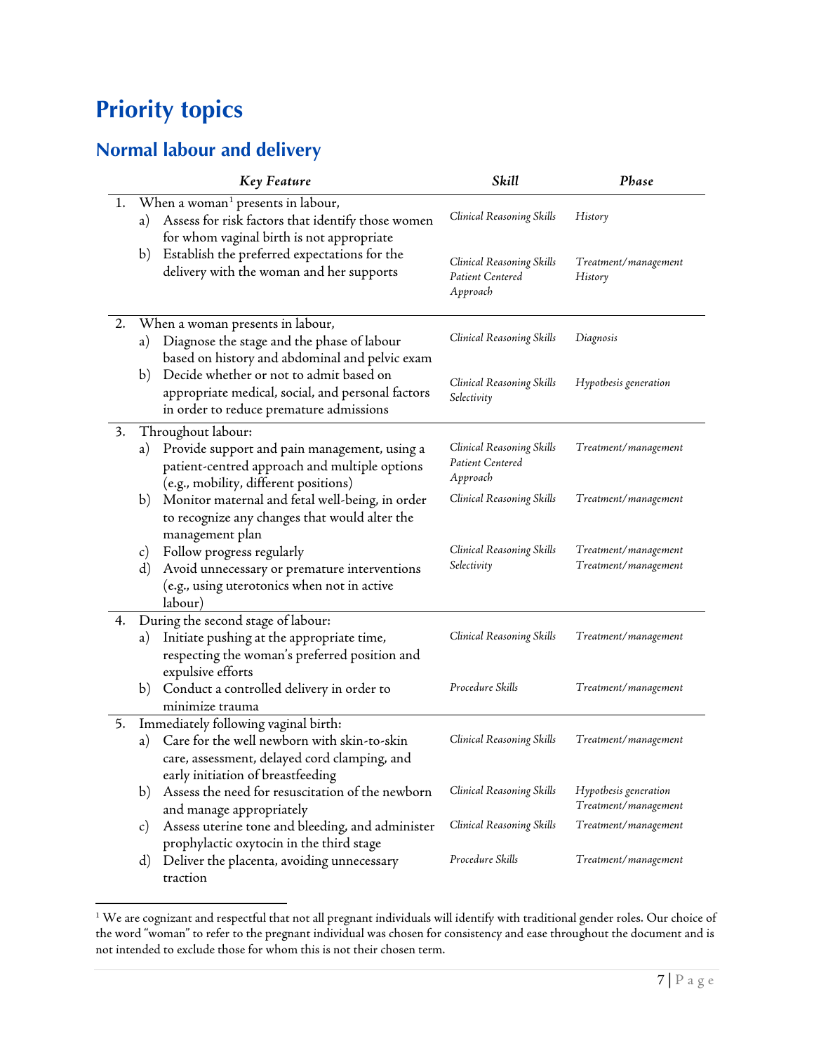# Priority topics

## Normal labour and delivery

| *Key Feature* | *Skill* | *Phase* |
|---|---|---|
| 1. When a woman[1] presents in labour,<br>a) Assess for risk factors that identify those women for whom vaginal birth is not appropriate<br>b) Establish the preferred expectations for the delivery with the woman and her supports | *Clinical Reasoning Skills*<br><br>*Clinical Reasoning Skills*<br>*Patient Centered Approach* | *History*<br><br>*Treatment/management*<br>*History* |
| 2. When a woman presents in labour,<br>a) Diagnose the stage and the phase of labour based on history and abdominal and pelvic exam<br>b) Decide whether or not to admit based on appropriate medical, social, and personal factors in order to reduce premature admissions | *Clinical Reasoning Skills*<br><br>*Clinical Reasoning Skills*<br>*Selectivity* | *Diagnosis*<br><br>*Hypothesis generation* |
| 3. Throughout labour:<br>a) Provide support and pain management, using a patient-centred approach and multiple options (e.g., mobility, different positions)<br>b) Monitor maternal and fetal well-being, in order to recognize any changes that would alter the management plan<br>c) Follow progress regularly<br>d) Avoid unnecessary or premature interventions (e.g., using uterotonics when not in active labour) | *Clinical Reasoning Skills*<br>*Patient Centered Approach*<br><br>*Clinical Reasoning Skills*<br><br>*Clinical Reasoning Skills*<br>*Selectivity* | *Treatment/management*<br><br>*Treatment/management*<br><br>*Treatment/management*<br>*Treatment/management* |
| 4. During the second stage of labour:<br>a) Initiate pushing at the appropriate time, respecting the woman's preferred position and expulsive efforts<br>b) Conduct a controlled delivery in order to minimize trauma | *Clinical Reasoning Skills*<br><br>*Procedure Skills* | *Treatment/management*<br><br>*Treatment/management* |
| 5. Immediately following vaginal birth:<br>a) Care for the well newborn with skin-to-skin care, assessment, delayed cord clamping, and early initiation of breastfeeding<br>b) Assess the need for resuscitation of the newborn and manage appropriately<br>c) Assess uterine tone and bleeding, and administer prophylactic oxytocin in the third stage<br>d) Deliver the placenta, avoiding unnecessary traction | *Clinical Reasoning Skills*<br><br>*Clinical Reasoning Skills*<br><br>*Clinical Reasoning Skills*<br><br>*Procedure Skills* | *Treatment/management*<br><br>*Hypothesis generation*<br>*Treatment/management*<br>*Treatment/management*<br><br>*Treatment/management* |

[1] We are cognizant and respectful that not all pregnant individuals will identify with traditional gender roles. Our choice of the word "woman" to refer to the pregnant individual was chosen for consistency and ease throughout the document and is not intended to exclude those for whom this is not their chosen term.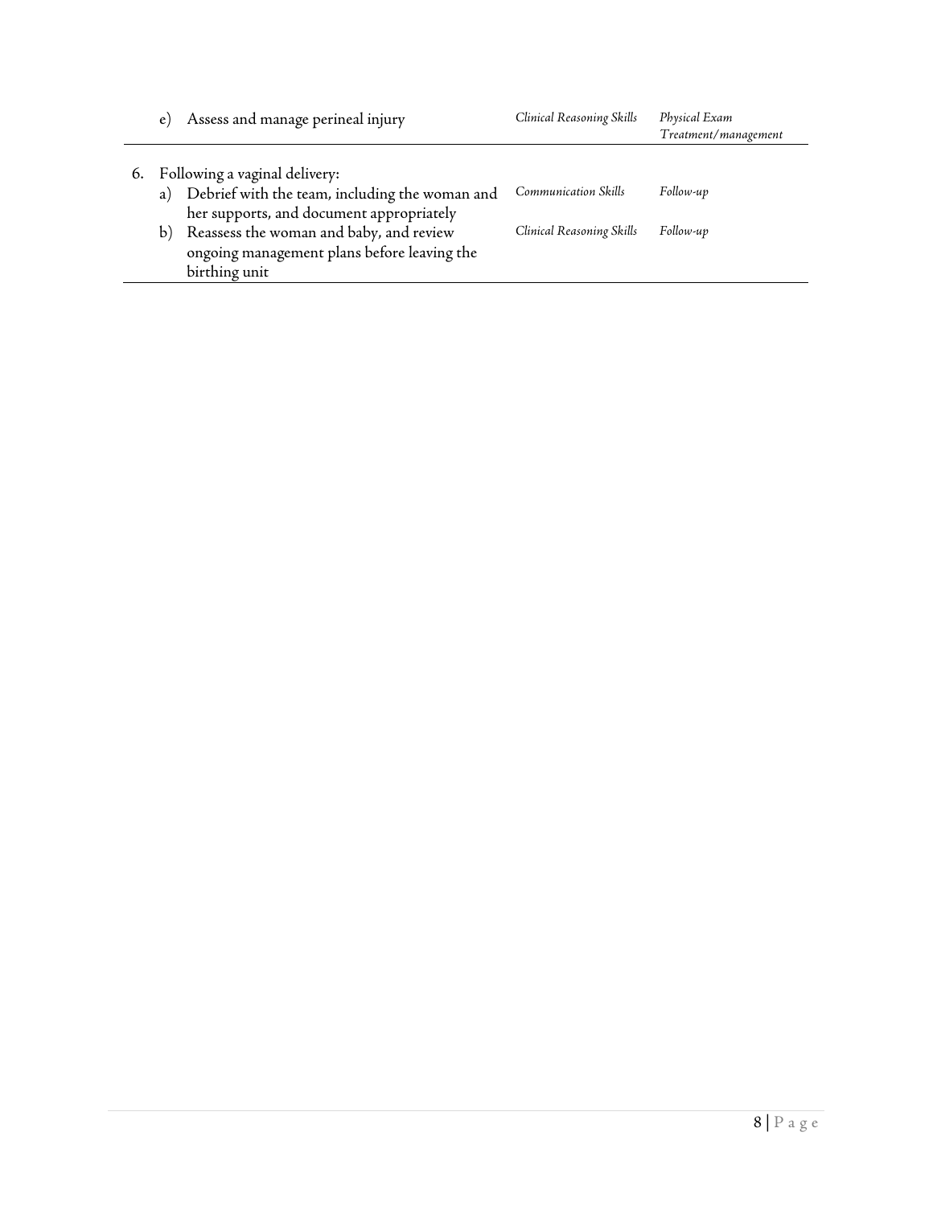| | | |
|---|---|---|
| e) Assess and manage perineal injury | *Clinical Reasoning Skills* | *Physical Exam Treatment/management* |
| 6. Following a vaginal delivery: | | |
| a) Debrief with the team, including the woman and her supports, and document appropriately | *Communication Skills* | *Follow-up* |
| b) Reassess the woman and baby, and review ongoing management plans before leaving the birthing unit | *Clinical Reasoning Skills* | *Follow-up* |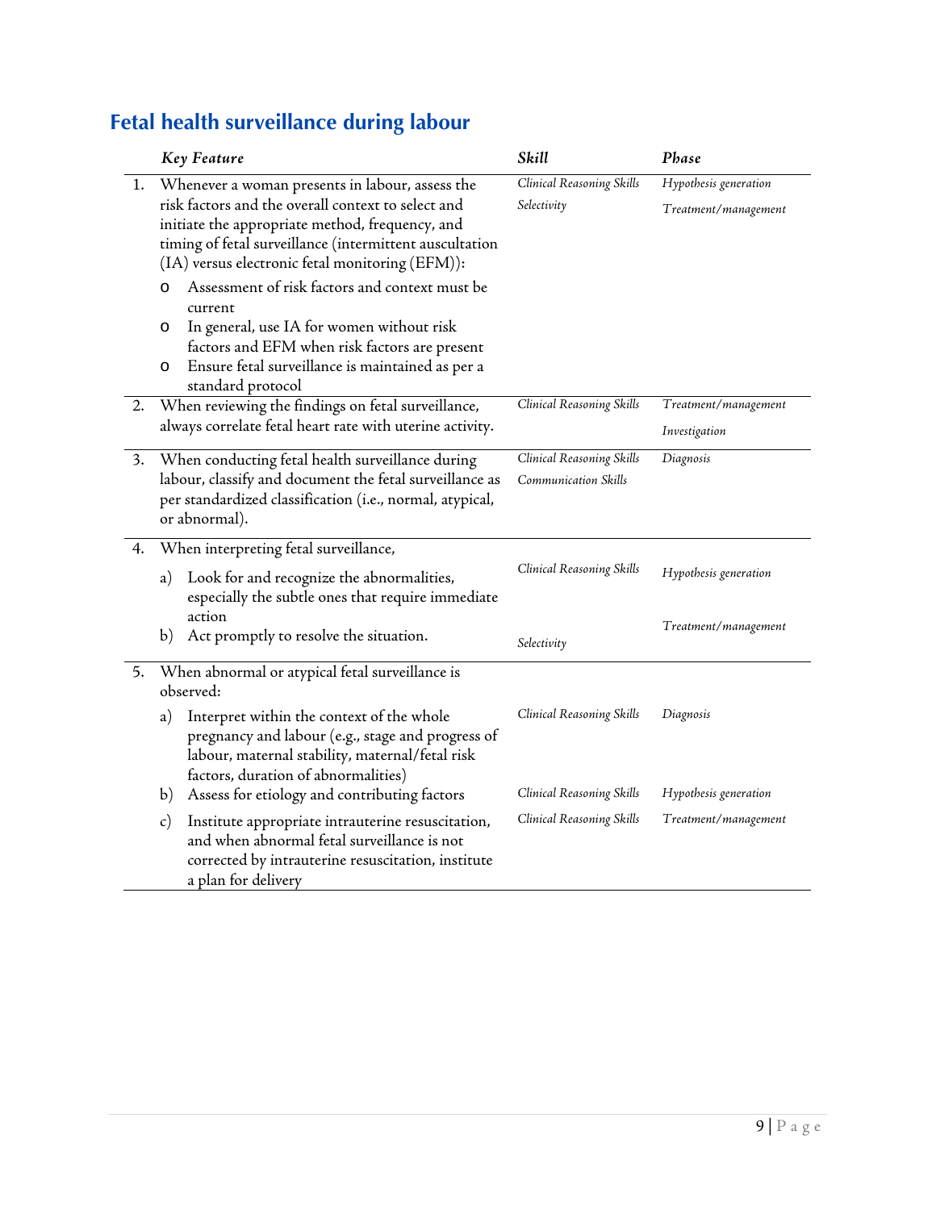## Fetal health surveillance during labour

| | *Key Feature* | *Skill* | *Phase* |
|---|---|---|---|
| 1. | Whenever a woman presents in labour, assess the risk factors and the overall context to select and initiate the appropriate method, frequency, and timing of fetal surveillance (intermittent auscultation (IA) versus electronic fetal monitoring (EFM)):<br>o Assessment of risk factors and context must be current<br>o In general, use IA for women without risk factors and EFM when risk factors are present<br>o Ensure fetal surveillance is maintained as per a standard protocol | *Clinical Reasoning Skills*<br>*Selectivity* | *Hypothesis generation*<br>*Treatment/management* |
| 2. | When reviewing the findings on fetal surveillance, always correlate fetal heart rate with uterine activity. | *Clinical Reasoning Skills* | *Treatment/management*<br>*Investigation* |
| 3. | When conducting fetal health surveillance during labour, classify and document the fetal surveillance as per standardized classification (i.e., normal, atypical, or abnormal). | *Clinical Reasoning Skills*<br>*Communication Skills* | *Diagnosis* |
| 4. | When interpreting fetal surveillance,<br>a) Look for and recognize the abnormalities, especially the subtle ones that require immediate action<br>b) Act promptly to resolve the situation. | *Clinical Reasoning Skills*<br>*Selectivity* | *Hypothesis generation*<br>*Treatment/management* |
| 5. | When abnormal or atypical fetal surveillance is observed: | | |
| | a) Interpret within the context of the whole pregnancy and labour (e.g., stage and progress of labour, maternal stability, maternal/fetal risk factors, duration of abnormalities) | *Clinical Reasoning Skills* | *Diagnosis* |
| | b) Assess for etiology and contributing factors | *Clinical Reasoning Skills* | *Hypothesis generation* |
| | c) Institute appropriate intrauterine resuscitation, and when abnormal fetal surveillance is not corrected by intrauterine resuscitation, institute a plan for delivery | *Clinical Reasoning Skills* | *Treatment/management* |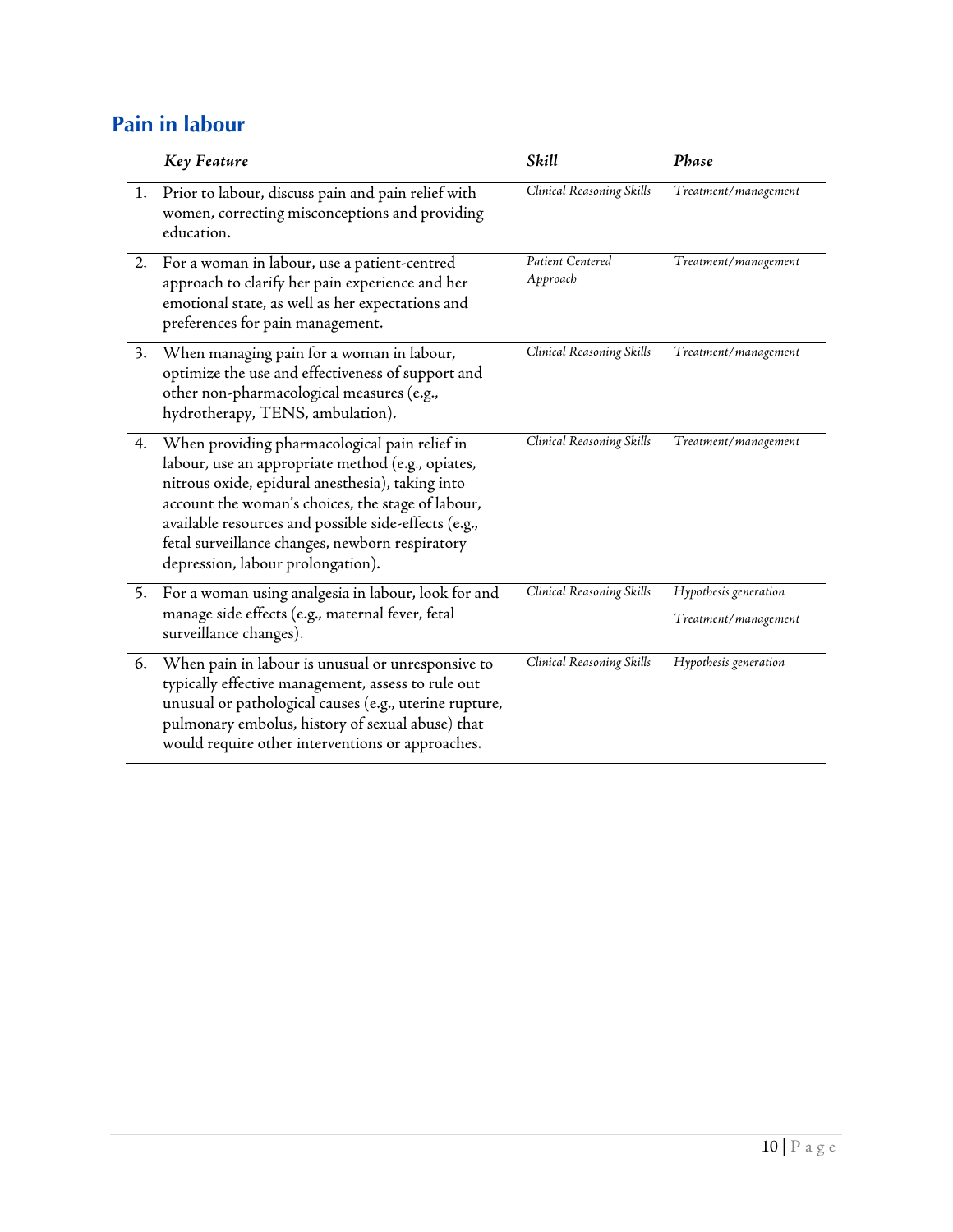## Pain in labour

| | *Key Feature* | *Skill* | *Phase* |
|---|---|---|---|
| 1. | Prior to labour, discuss pain and pain relief with women, correcting misconceptions and providing education. | *Clinical Reasoning Skills* | *Treatment/management* |
| 2. | For a woman in labour, use a patient-centred approach to clarify her pain experience and her emotional state, as well as her expectations and preferences for pain management. | *Patient Centered Approach* | *Treatment/management* |
| 3. | When managing pain for a woman in labour, optimize the use and effectiveness of support and other non-pharmacological measures (e.g., hydrotherapy, TENS, ambulation). | *Clinical Reasoning Skills* | *Treatment/management* |
| 4. | When providing pharmacological pain relief in labour, use an appropriate method (e.g., opiates, nitrous oxide, epidural anesthesia), taking into account the woman's choices, the stage of labour, available resources and possible side-effects (e.g., fetal surveillance changes, newborn respiratory depression, labour prolongation). | *Clinical Reasoning Skills* | *Treatment/management* |
| 5. | For a woman using analgesia in labour, look for and manage side effects (e.g., maternal fever, fetal surveillance changes). | *Clinical Reasoning Skills* | *Hypothesis generation*<br>*Treatment/management* |
| 6. | When pain in labour is unusual or unresponsive to typically effective management, assess to rule out unusual or pathological causes (e.g., uterine rupture, pulmonary embolus, history of sexual abuse) that would require other interventions or approaches. | *Clinical Reasoning Skills* | *Hypothesis generation* |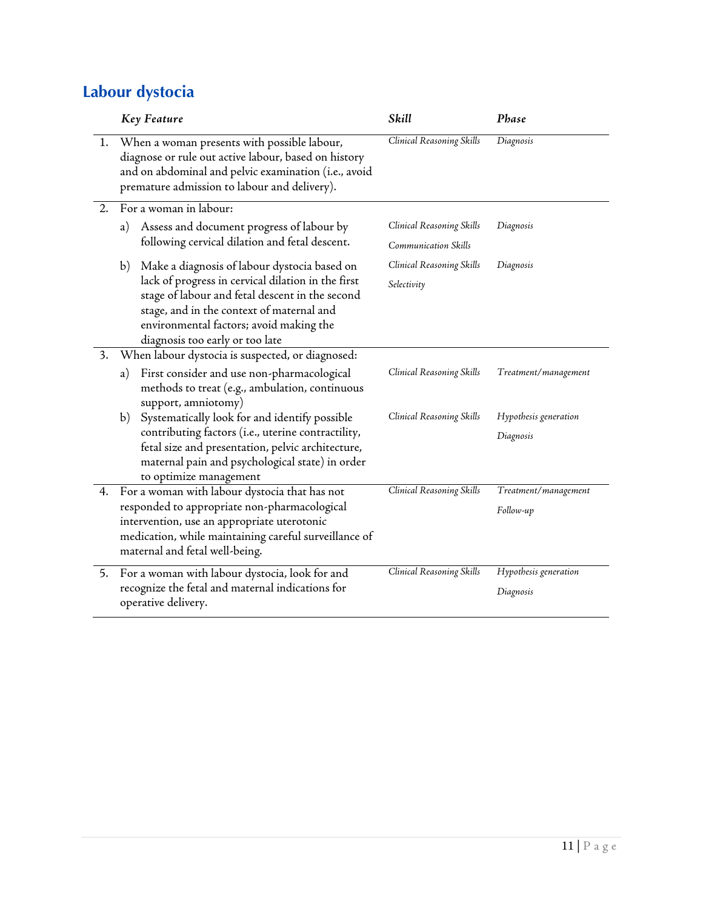## Labour dystocia

| | *Key Feature* | *Skill* | *Phase* |
|---|---|---|---|
| 1. | When a woman presents with possible labour, diagnose or rule out active labour, based on history and on abdominal and pelvic examination (i.e., avoid premature admission to labour and delivery). | *Clinical Reasoning Skills* | *Diagnosis* |
| 2. | For a woman in labour: | | |
| | a) Assess and document progress of labour by following cervical dilation and fetal descent. | *Clinical Reasoning Skills*<br>*Communication Skills* | *Diagnosis* |
| | b) Make a diagnosis of labour dystocia based on lack of progress in cervical dilation in the first stage of labour and fetal descent in the second stage, and in the context of maternal and environmental factors; avoid making the diagnosis too early or too late | *Clinical Reasoning Skills*<br>*Selectivity* | *Diagnosis* |
| 3. | When labour dystocia is suspected, or diagnosed: | | |
| | a) First consider and use non-pharmacological methods to treat (e.g., ambulation, continuous support, amniotomy) | *Clinical Reasoning Skills* | *Treatment/management* |
| | b) Systematically look for and identify possible contributing factors (i.e., uterine contractility, fetal size and presentation, pelvic architecture, maternal pain and psychological state) in order to optimize management | *Clinical Reasoning Skills* | *Hypothesis generation*<br>*Diagnosis* |
| 4. | For a woman with labour dystocia that has not responded to appropriate non-pharmacological intervention, use an appropriate uterotonic medication, while maintaining careful surveillance of maternal and fetal well-being. | *Clinical Reasoning Skills* | *Treatment/management*<br>*Follow-up* |
| 5. | For a woman with labour dystocia, look for and recognize the fetal and maternal indications for operative delivery. | *Clinical Reasoning Skills* | *Hypothesis generation*<br>*Diagnosis* |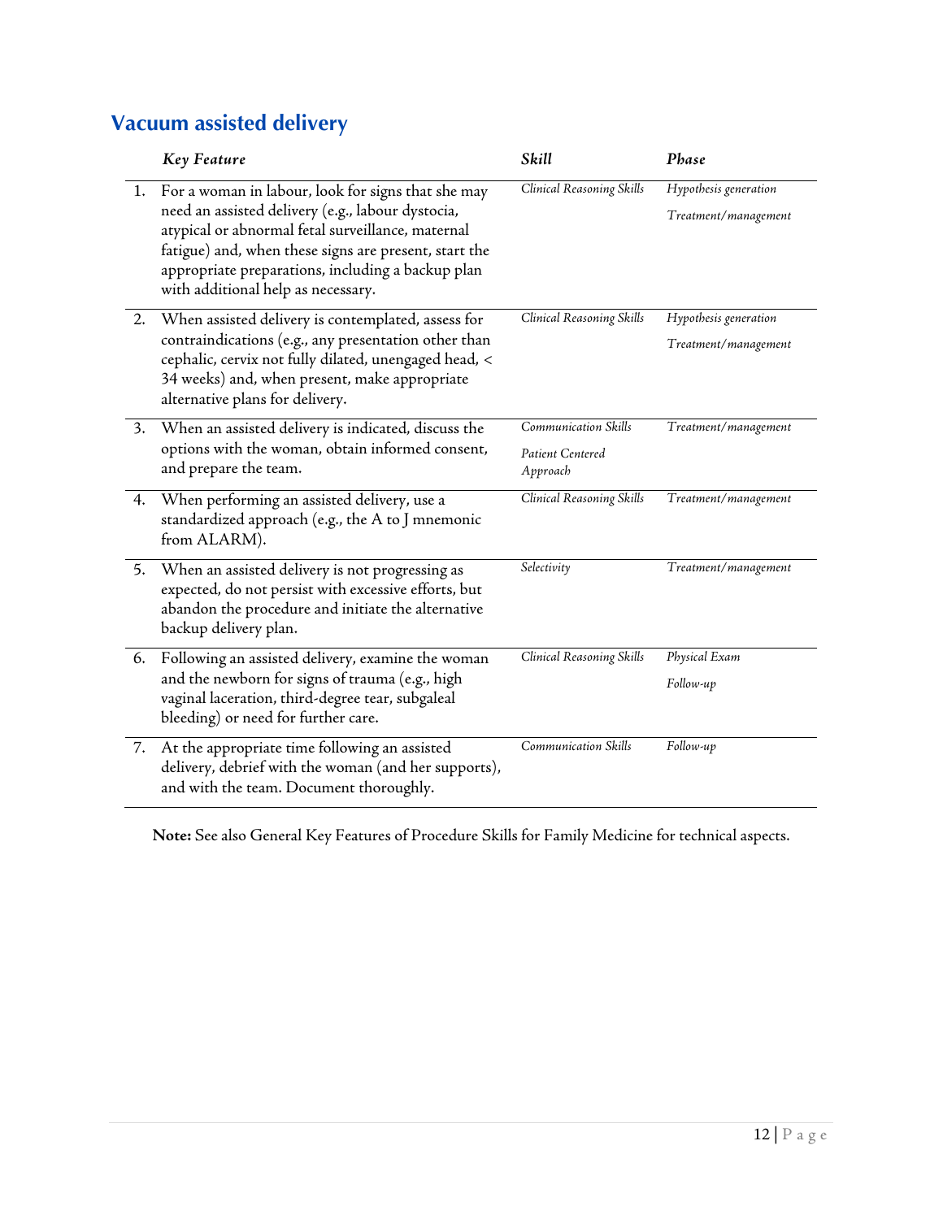## Vacuum assisted delivery

| | *Key Feature* | *Skill* | *Phase* |
|---|---|---|---|
| 1. | For a woman in labour, look for signs that she may need an assisted delivery (e.g., labour dystocia, atypical or abnormal fetal surveillance, maternal fatigue) and, when these signs are present, start the appropriate preparations, including a backup plan with additional help as necessary. | *Clinical Reasoning Skills* | *Hypothesis generation*<br>*Treatment/management* |
| 2. | When assisted delivery is contemplated, assess for contraindications (e.g., any presentation other than cephalic, cervix not fully dilated, unengaged head, < 34 weeks) and, when present, make appropriate alternative plans for delivery. | *Clinical Reasoning Skills* | *Hypothesis generation*<br>*Treatment/management* |
| 3. | When an assisted delivery is indicated, discuss the options with the woman, obtain informed consent, and prepare the team. | *Communication Skills*<br>*Patient Centered Approach* | *Treatment/management* |
| 4. | When performing an assisted delivery, use a standardized approach (e.g., the A to J mnemonic from ALARM). | *Clinical Reasoning Skills* | *Treatment/management* |
| 5. | When an assisted delivery is not progressing as expected, do not persist with excessive efforts, but abandon the procedure and initiate the alternative backup delivery plan. | *Selectivity* | *Treatment/management* |
| 6. | Following an assisted delivery, examine the woman and the newborn for signs of trauma (e.g., high vaginal laceration, third-degree tear, subgaleal bleeding) or need for further care. | *Clinical Reasoning Skills* | *Physical Exam*<br>*Follow-up* |
| 7. | At the appropriate time following an assisted delivery, debrief with the woman (and her supports), and with the team. Document thoroughly. | *Communication Skills* | *Follow-up* |

**Note:** See also General Key Features of Procedure Skills for Family Medicine for technical aspects.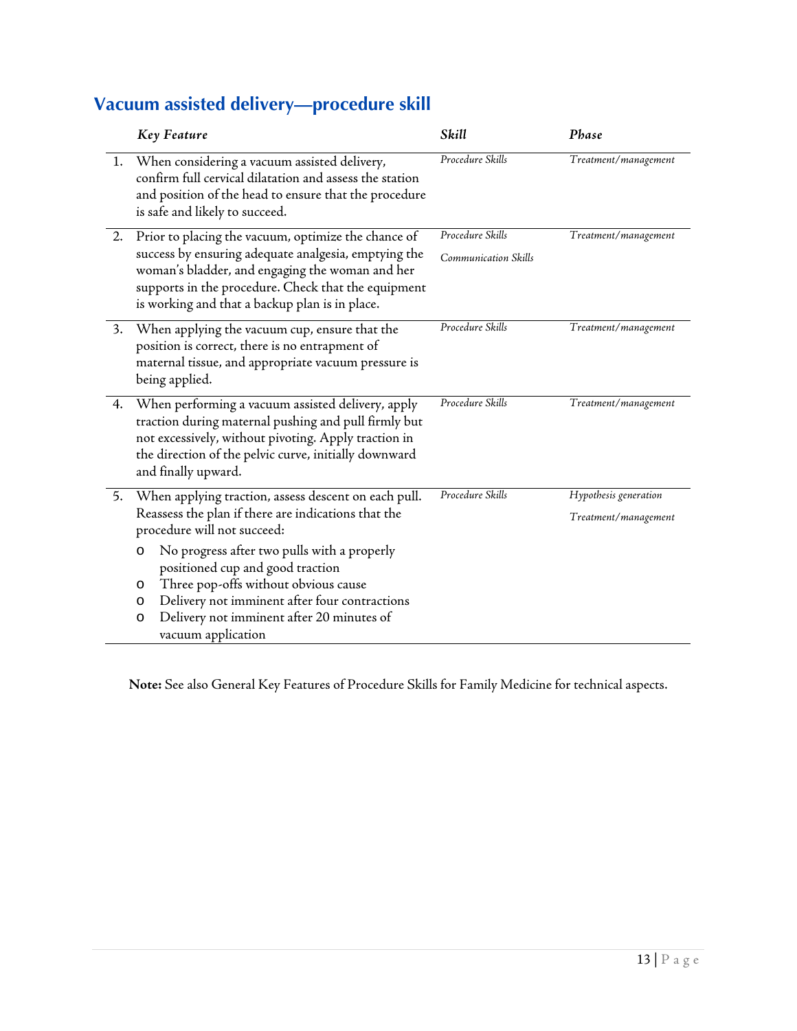## Vacuum assisted delivery—procedure skill

| | *Key Feature* | *Skill* | *Phase* |
|---|---|---|---|
| 1. | When considering a vacuum assisted delivery, confirm full cervical dilatation and assess the station and position of the head to ensure that the procedure is safe and likely to succeed. | *Procedure Skills* | *Treatment/management* |
| 2. | Prior to placing the vacuum, optimize the chance of success by ensuring adequate analgesia, emptying the woman's bladder, and engaging the woman and her supports in the procedure. Check that the equipment is working and that a backup plan is in place. | *Procedure Skills*<br>*Communication Skills* | *Treatment/management* |
| 3. | When applying the vacuum cup, ensure that the position is correct, there is no entrapment of maternal tissue, and appropriate vacuum pressure is being applied. | *Procedure Skills* | *Treatment/management* |
| 4. | When performing a vacuum assisted delivery, apply traction during maternal pushing and pull firmly but not excessively, without pivoting. Apply traction in the direction of the pelvic curve, initially downward and finally upward. | *Procedure Skills* | *Treatment/management* |
| 5. | When applying traction, assess descent on each pull. Reassess the plan if there are indications that the procedure will not succeed:<br>o No progress after two pulls with a properly positioned cup and good traction<br>o Three pop-offs without obvious cause<br>o Delivery not imminent after four contractions<br>o Delivery not imminent after 20 minutes of vacuum application | *Procedure Skills* | *Hypothesis generation*<br>*Treatment/management* |

**Note:** See also General Key Features of Procedure Skills for Family Medicine for technical aspects.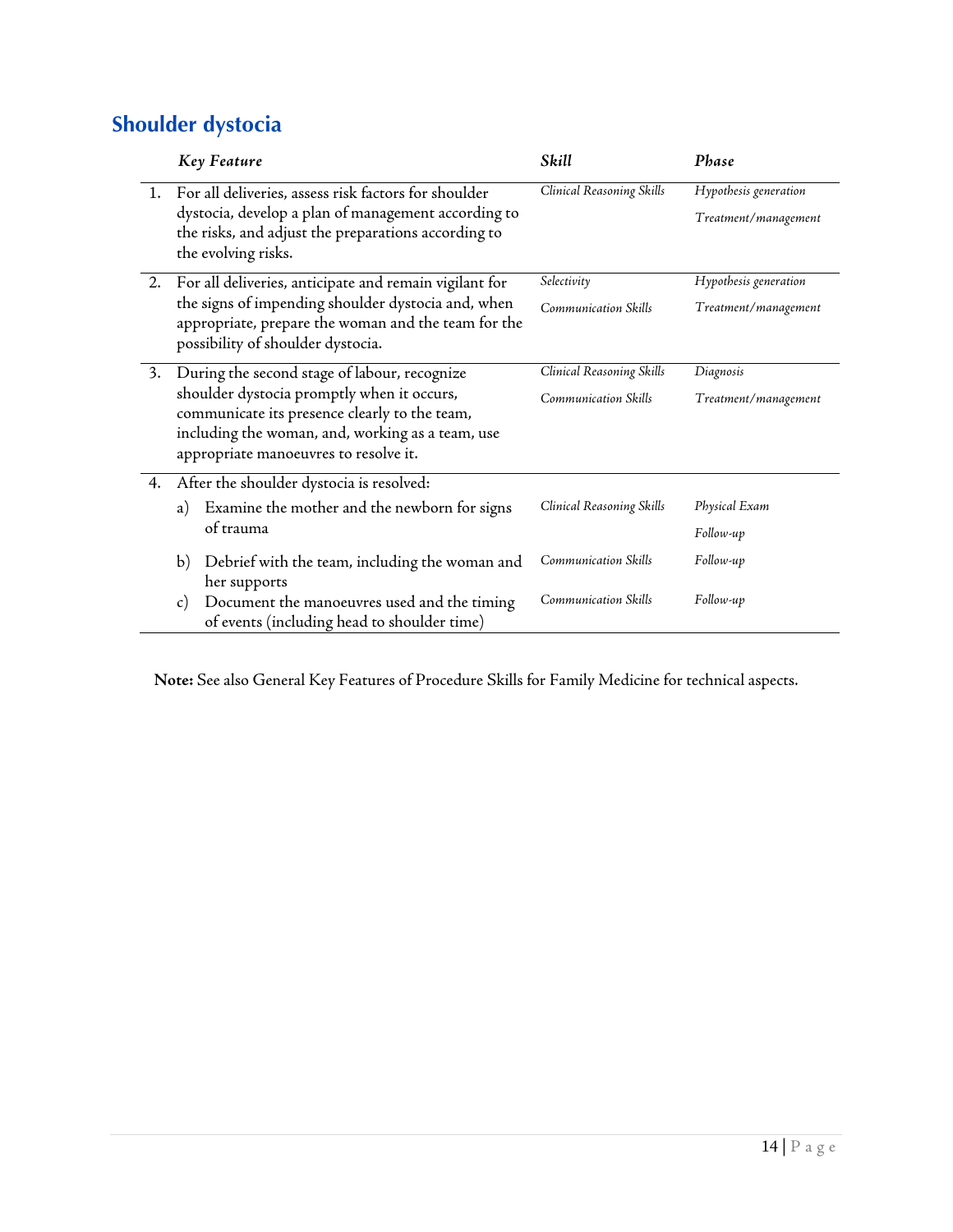## Shoulder dystocia

| | *Key Feature* | *Skill* | *Phase* |
|---|---|---|---|
| 1. | For all deliveries, assess risk factors for shoulder dystocia, develop a plan of management according to the risks, and adjust the preparations according to the evolving risks. | *Clinical Reasoning Skills* | *Hypothesis generation*<br>*Treatment/management* |
| 2. | For all deliveries, anticipate and remain vigilant for the signs of impending shoulder dystocia and, when appropriate, prepare the woman and the team for the possibility of shoulder dystocia. | *Selectivity*<br>*Communication Skills* | *Hypothesis generation*<br>*Treatment/management* |
| 3. | During the second stage of labour, recognize shoulder dystocia promptly when it occurs, communicate its presence clearly to the team, including the woman, and, working as a team, use appropriate manoeuvres to resolve it. | *Clinical Reasoning Skills*<br>*Communication Skills* | *Diagnosis*<br>*Treatment/management* |
| 4. | After the shoulder dystocia is resolved: | | |
| | a) Examine the mother and the newborn for signs of trauma | *Clinical Reasoning Skills* | *Physical Exam*<br>*Follow-up* |
| | b) Debrief with the team, including the woman and her supports | *Communication Skills* | *Follow-up* |
| | c) Document the manoeuvres used and the timing of events (including head to shoulder time) | *Communication Skills* | *Follow-up* |

**Note:** See also General Key Features of Procedure Skills for Family Medicine for technical aspects.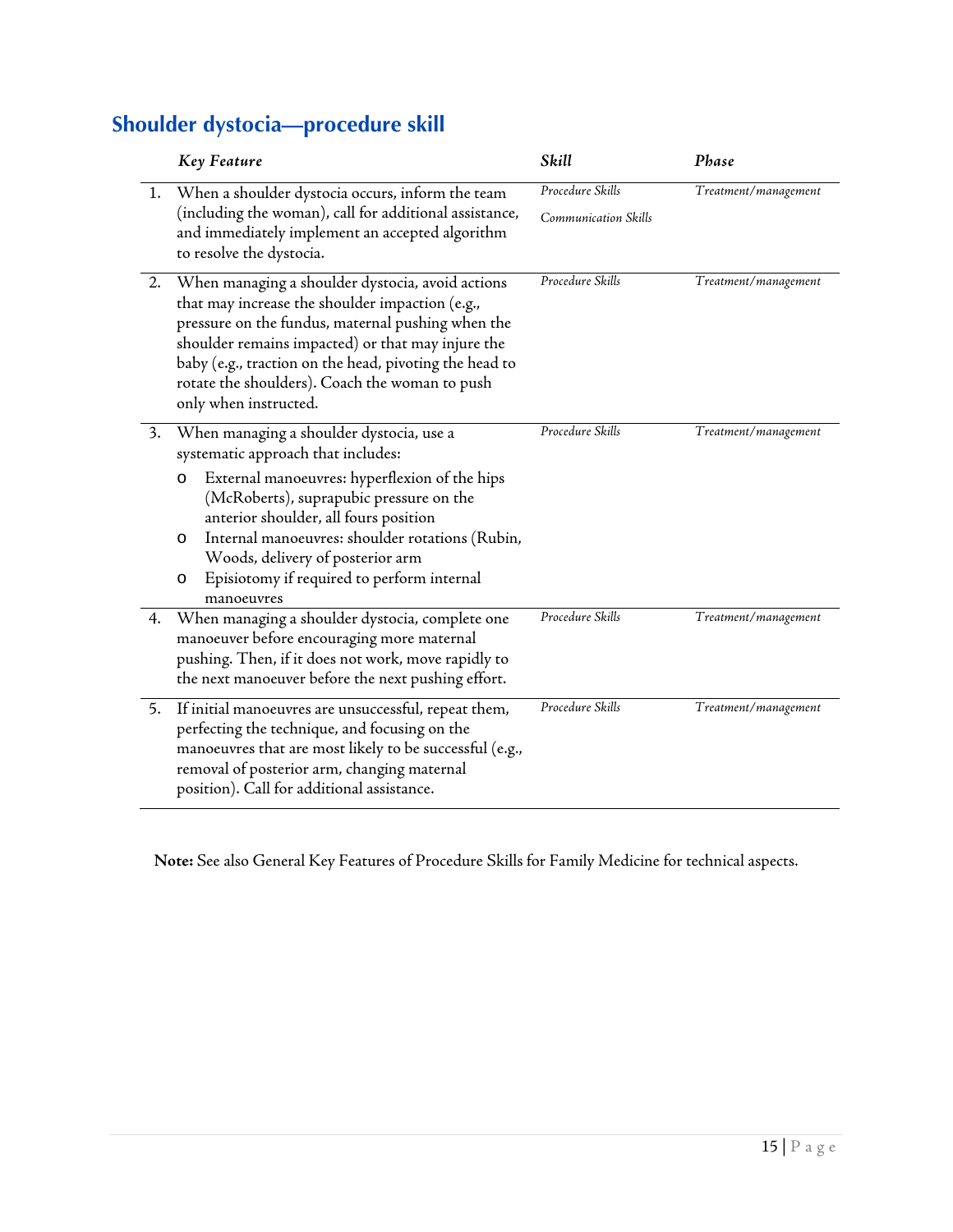## Shoulder dystocia—procedure skill

| | *Key Feature* | *Skill* | *Phase* |
|---|---|---|---|
| 1. | When a shoulder dystocia occurs, inform the team (including the woman), call for additional assistance, and immediately implement an accepted algorithm to resolve the dystocia. | *Procedure Skills*<br>*Communication Skills* | *Treatment/management* |
| 2. | When managing a shoulder dystocia, avoid actions that may increase the shoulder impaction (e.g., pressure on the fundus, maternal pushing when the shoulder remains impacted) or that may injure the baby (e.g., traction on the head, pivoting the head to rotate the shoulders). Coach the woman to push only when instructed. | *Procedure Skills* | *Treatment/management* |
| 3. | When managing a shoulder dystocia, use a systematic approach that includes:<br>o External manoeuvres: hyperflexion of the hips (McRoberts), suprapubic pressure on the anterior shoulder, all fours position<br>o Internal manoeuvres: shoulder rotations (Rubin, Woods, delivery of posterior arm<br>o Episiotomy if required to perform internal manoeuvres | *Procedure Skills* | *Treatment/management* |
| 4. | When managing a shoulder dystocia, complete one manoeuver before encouraging more maternal pushing. Then, if it does not work, move rapidly to the next manoeuver before the next pushing effort. | *Procedure Skills* | *Treatment/management* |
| 5. | If initial manoeuvres are unsuccessful, repeat them, perfecting the technique, and focusing on the manoeuvres that are most likely to be successful (e.g., removal of posterior arm, changing maternal position). Call for additional assistance. | *Procedure Skills* | *Treatment/management* |

**Note:** See also General Key Features of Procedure Skills for Family Medicine for technical aspects.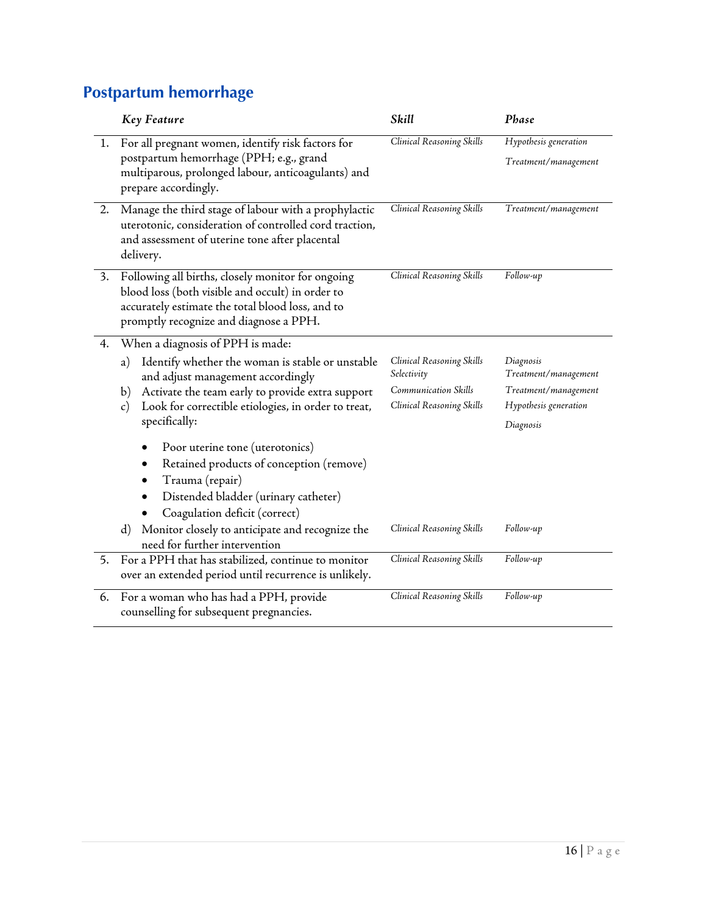## Postpartum hemorrhage

| | *Key Feature* | *Skill* | *Phase* |
|---|---|---|---|
| 1. | For all pregnant women, identify risk factors for postpartum hemorrhage (PPH; e.g., grand multiparous, prolonged labour, anticoagulants) and prepare accordingly. | *Clinical Reasoning Skills* | *Hypothesis generation*<br>*Treatment/management* |
| 2. | Manage the third stage of labour with a prophylactic uterotonic, consideration of controlled cord traction, and assessment of uterine tone after placental delivery. | *Clinical Reasoning Skills* | *Treatment/management* |
| 3. | Following all births, closely monitor for ongoing blood loss (both visible and occult) in order to accurately estimate the total blood loss, and to promptly recognize and diagnose a PPH. | *Clinical Reasoning Skills* | *Follow-up* |
| 4. | When a diagnosis of PPH is made: | | |
| | a) Identify whether the woman is stable or unstable and adjust management accordingly | *Clinical Reasoning Skills*<br>*Selectivity* | *Diagnosis*<br>*Treatment/management* |
| | b) Activate the team early to provide extra support | *Communication Skills* | *Treatment/management* |
| | c) Look for correctible etiologies, in order to treat, specifically:<br>• Poor uterine tone (uterotonics)<br>• Retained products of conception (remove)<br>• Trauma (repair)<br>• Distended bladder (urinary catheter)<br>• Coagulation deficit (correct) | *Clinical Reasoning Skills* | *Hypothesis generation*<br>*Diagnosis* |
| | d) Monitor closely to anticipate and recognize the need for further intervention | *Clinical Reasoning Skills* | *Follow-up* |
| 5. | For a PPH that has stabilized, continue to monitor over an extended period until recurrence is unlikely. | *Clinical Reasoning Skills* | *Follow-up* |
| 6. | For a woman who has had a PPH, provide counselling for subsequent pregnancies. | *Clinical Reasoning Skills* | *Follow-up* |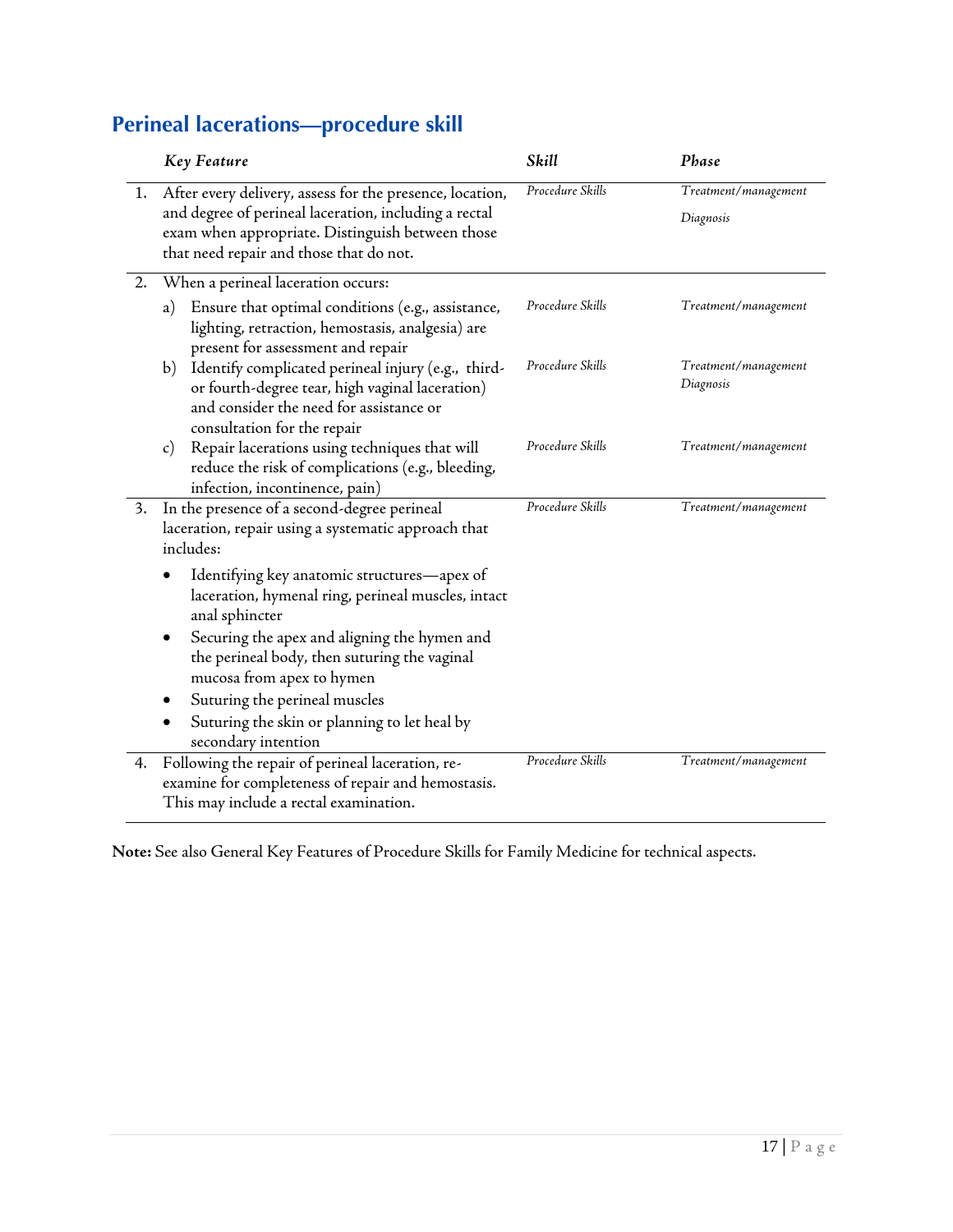## Perineal lacerations—procedure skill

| | *Key Feature* | *Skill* | *Phase* |
|---|---|---|---|
| 1. | After every delivery, assess for the presence, location, and degree of perineal laceration, including a rectal exam when appropriate. Distinguish between those that need repair and those that do not. | *Procedure Skills* | *Treatment/management*<br>*Diagnosis* |
| 2. | When a perineal laceration occurs: | | |
| | a) Ensure that optimal conditions (e.g., assistance, lighting, retraction, hemostasis, analgesia) are present for assessment and repair | *Procedure Skills* | *Treatment/management* |
| | b) Identify complicated perineal injury (e.g., third- or fourth-degree tear, high vaginal laceration) and consider the need for assistance or consultation for the repair | *Procedure Skills* | *Treatment/management*<br>*Diagnosis* |
| | c) Repair lacerations using techniques that will reduce the risk of complications (e.g., bleeding, infection, incontinence, pain) | *Procedure Skills* | *Treatment/management* |
| 3. | In the presence of a second-degree perineal laceration, repair using a systematic approach that includes:<br>• Identifying key anatomic structures—apex of laceration, hymenal ring, perineal muscles, intact anal sphincter<br>• Securing the apex and aligning the hymen and the perineal body, then suturing the vaginal mucosa from apex to hymen<br>• Suturing the perineal muscles<br>• Suturing the skin or planning to let heal by secondary intention | *Procedure Skills* | *Treatment/management* |
| 4. | Following the repair of perineal laceration, re-examine for completeness of repair and hemostasis. This may include a rectal examination. | *Procedure Skills* | *Treatment/management* |

**Note:** See also General Key Features of Procedure Skills for Family Medicine for technical aspects.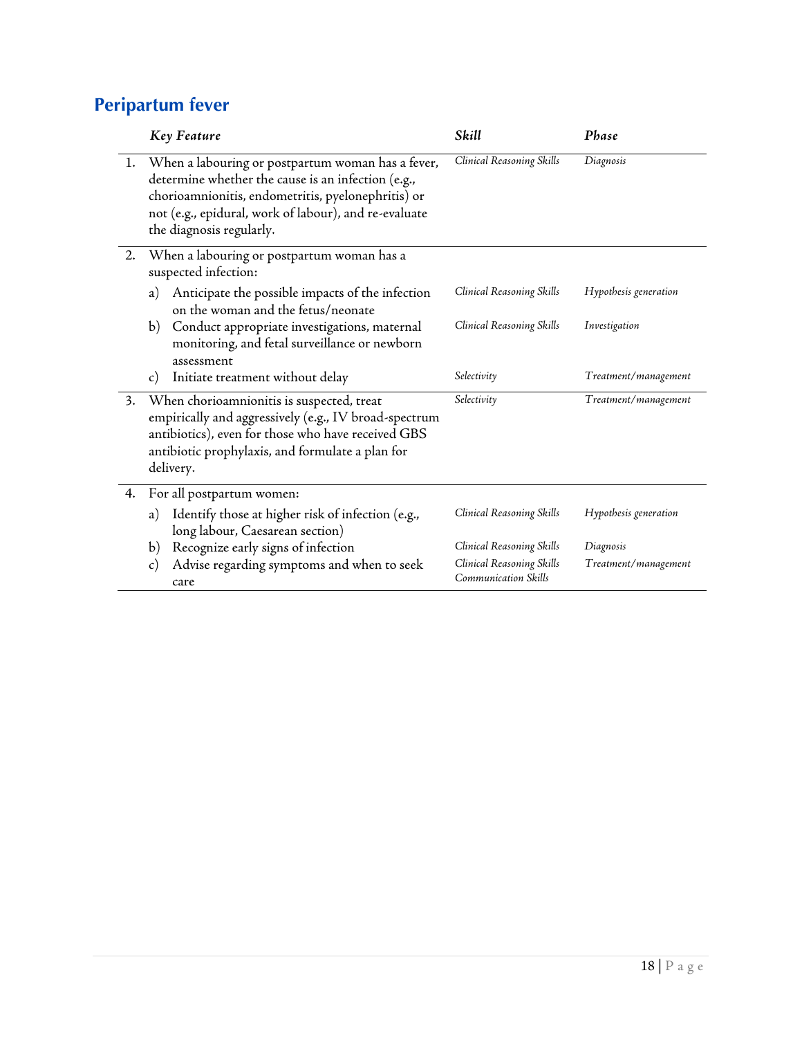## Peripartum fever

| | *Key Feature* | *Skill* | *Phase* |
|---|---|---|---|
| 1. | When a labouring or postpartum woman has a fever, determine whether the cause is an infection (e.g., chorioamnionitis, endometritis, pyelonephritis) or not (e.g., epidural, work of labour), and re-evaluate the diagnosis regularly. | *Clinical Reasoning Skills* | *Diagnosis* |
| 2. | When a labouring or postpartum woman has a suspected infection: | | |
| | a) Anticipate the possible impacts of the infection on the woman and the fetus/neonate | *Clinical Reasoning Skills* | *Hypothesis generation* |
| | b) Conduct appropriate investigations, maternal monitoring, and fetal surveillance or newborn assessment | *Clinical Reasoning Skills* | *Investigation* |
| | c) Initiate treatment without delay | *Selectivity* | *Treatment/management* |
| 3. | When chorioamnionitis is suspected, treat empirically and aggressively (e.g., IV broad-spectrum antibiotics), even for those who have received GBS antibiotic prophylaxis, and formulate a plan for delivery. | *Selectivity* | *Treatment/management* |
| 4. | For all postpartum women: | | |
| | a) Identify those at higher risk of infection (e.g., long labour, Caesarean section) | *Clinical Reasoning Skills* | *Hypothesis generation* |
| | b) Recognize early signs of infection | *Clinical Reasoning Skills* | *Diagnosis* |
| | c) Advise regarding symptoms and when to seek care | *Clinical Reasoning Skills* *Communication Skills* | *Treatment/management* |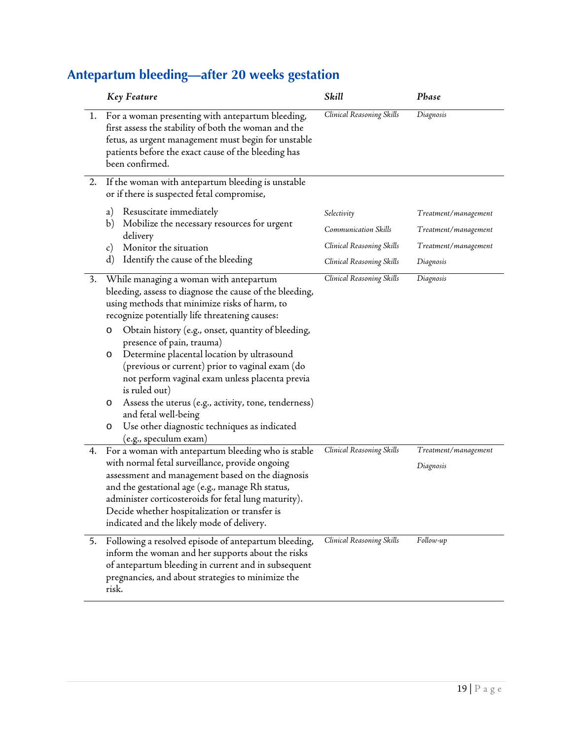## Antepartum bleeding—after 20 weeks gestation

| | *Key Feature* | *Skill* | *Phase* |
|---|---|---|---|
| 1. | For a woman presenting with antepartum bleeding, first assess the stability of both the woman and the fetus, as urgent management must begin for unstable patients before the exact cause of the bleeding has been confirmed. | *Clinical Reasoning Skills* | *Diagnosis* |
| 2. | If the woman with antepartum bleeding is unstable or if there is suspected fetal compromise, | | |
| | a) Resuscitate immediately | *Selectivity* | *Treatment/management* |
| | b) Mobilize the necessary resources for urgent delivery | *Communication Skills* | *Treatment/management* |
| | c) Monitor the situation | *Clinical Reasoning Skills* | *Treatment/management* |
| | d) Identify the cause of the bleeding | *Clinical Reasoning Skills* | *Diagnosis* |
| 3. | While managing a woman with antepartum bleeding, assess to diagnose the cause of the bleeding, using methods that minimize risks of harm, to recognize potentially life threatening causes:<br>o Obtain history (e.g., onset, quantity of bleeding, presence of pain, trauma)<br>o Determine placental location by ultrasound (previous or current) prior to vaginal exam (do not perform vaginal exam unless placenta previa is ruled out)<br>o Assess the uterus (e.g., activity, tone, tenderness) and fetal well-being<br>o Use other diagnostic techniques as indicated (e.g., speculum exam) | *Clinical Reasoning Skills* | *Diagnosis* |
| 4. | For a woman with antepartum bleeding who is stable with normal fetal surveillance, provide ongoing assessment and management based on the diagnosis and the gestational age (e.g., manage Rh status, administer corticosteroids for fetal lung maturity). Decide whether hospitalization or transfer is indicated and the likely mode of delivery. | *Clinical Reasoning Skills* | *Treatment/management*<br>*Diagnosis* |
| 5. | Following a resolved episode of antepartum bleeding, inform the woman and her supports about the risks of antepartum bleeding in current and in subsequent pregnancies, and about strategies to minimize the risk. | *Clinical Reasoning Skills* | *Follow-up* |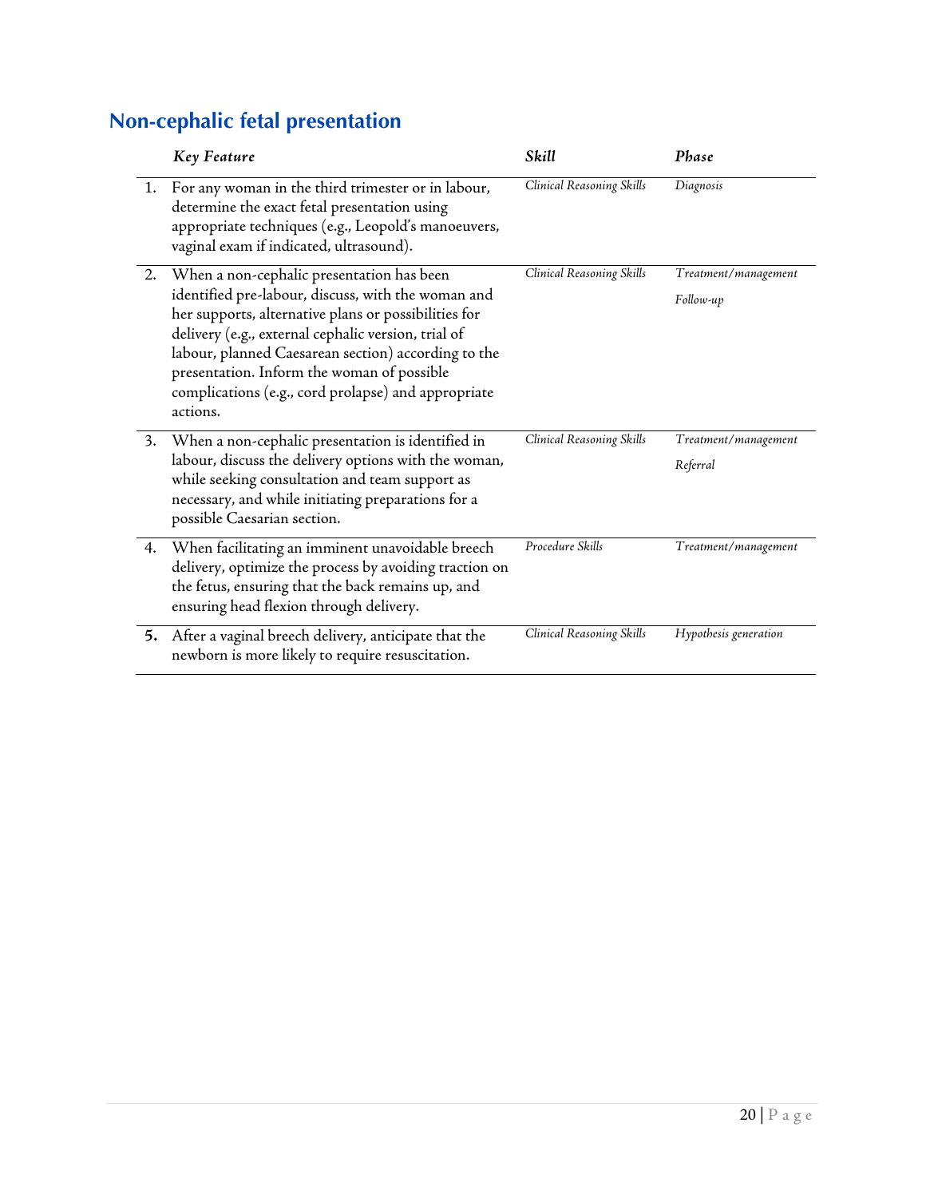## Non-cephalic fetal presentation

| | *Key Feature* | *Skill* | *Phase* |
|---|---|---|---|
| 1. | For any woman in the third trimester or in labour, determine the exact fetal presentation using appropriate techniques (e.g., Leopold's manoeuvers, vaginal exam if indicated, ultrasound). | *Clinical Reasoning Skills* | *Diagnosis* |
| 2. | When a non-cephalic presentation has been identified pre-labour, discuss, with the woman and her supports, alternative plans or possibilities for delivery (e.g., external cephalic version, trial of labour, planned Caesarean section) according to the presentation. Inform the woman of possible complications (e.g., cord prolapse) and appropriate actions. | *Clinical Reasoning Skills* | *Treatment/management*<br>*Follow-up* |
| 3. | When a non-cephalic presentation is identified in labour, discuss the delivery options with the woman, while seeking consultation and team support as necessary, and while initiating preparations for a possible Caesarian section. | *Clinical Reasoning Skills* | *Treatment/management*<br>*Referral* |
| 4. | When facilitating an imminent unavoidable breech delivery, optimize the process by avoiding traction on the fetus, ensuring that the back remains up, and ensuring head flexion through delivery. | *Procedure Skills* | *Treatment/management* |
| 5. | After a vaginal breech delivery, anticipate that the newborn is more likely to require resuscitation. | *Clinical Reasoning Skills* | *Hypothesis generation* |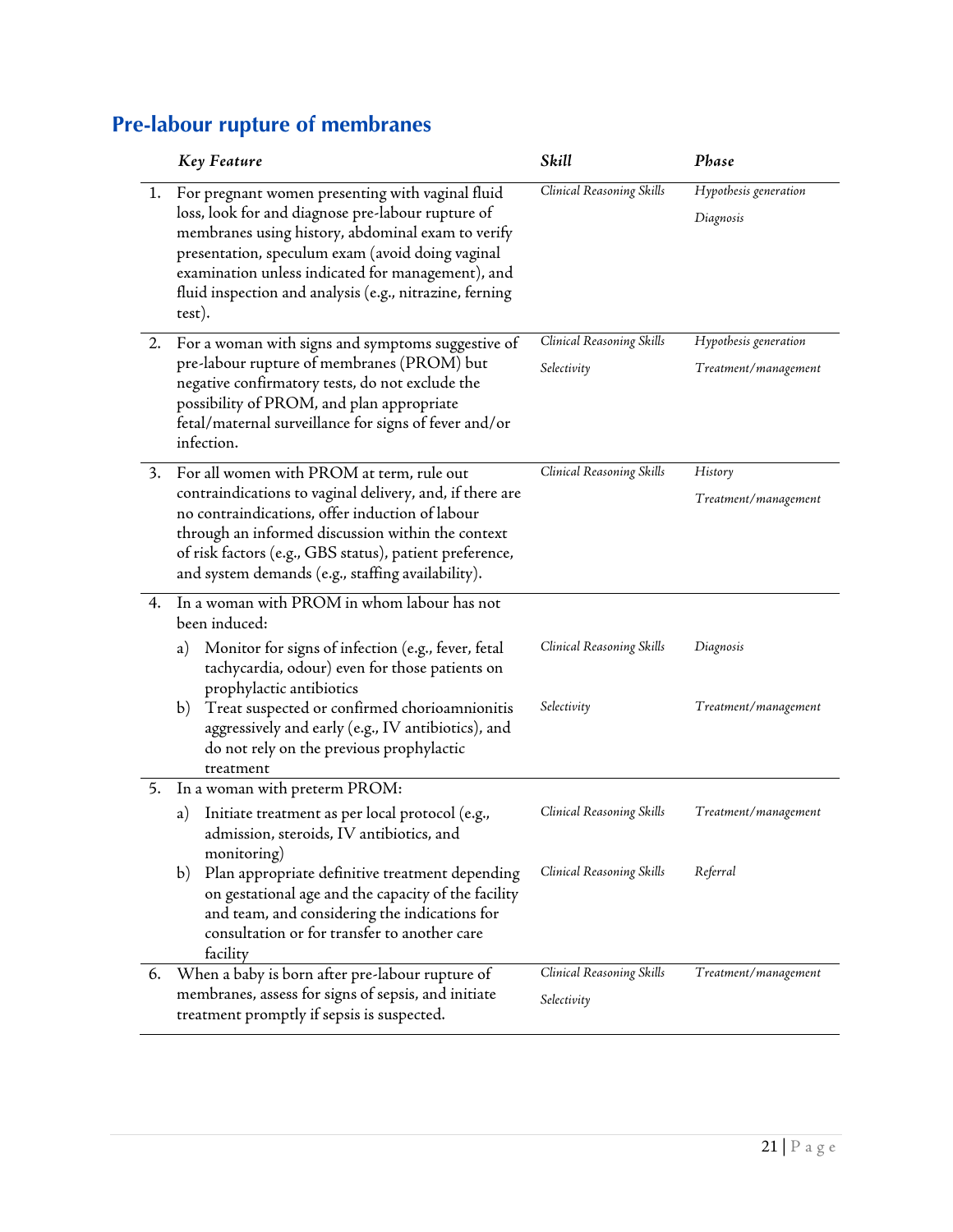## Pre-labour rupture of membranes

| | *Key Feature* | *Skill* | *Phase* |
|---|---|---|---|
| 1. | For pregnant women presenting with vaginal fluid loss, look for and diagnose pre-labour rupture of membranes using history, abdominal exam to verify presentation, speculum exam (avoid doing vaginal examination unless indicated for management), and fluid inspection and analysis (e.g., nitrazine, ferning test). | *Clinical Reasoning Skills* | *Hypothesis generation*<br>*Diagnosis* |
| 2. | For a woman with signs and symptoms suggestive of pre-labour rupture of membranes (PROM) but negative confirmatory tests, do not exclude the possibility of PROM, and plan appropriate fetal/maternal surveillance for signs of fever and/or infection. | *Clinical Reasoning Skills*<br>*Selectivity* | *Hypothesis generation*<br>*Treatment/management* |
| 3. | For all women with PROM at term, rule out contraindications to vaginal delivery, and, if there are no contraindications, offer induction of labour through an informed discussion within the context of risk factors (e.g., GBS status), patient preference, and system demands (e.g., staffing availability). | *Clinical Reasoning Skills* | *History*<br>*Treatment/management* |
| 4. | In a woman with PROM in whom labour has not been induced: | | |
| | a) Monitor for signs of infection (e.g., fever, fetal tachycardia, odour) even for those patients on prophylactic antibiotics | *Clinical Reasoning Skills* | *Diagnosis* |
| | b) Treat suspected or confirmed chorioamnionitis aggressively and early (e.g., IV antibiotics), and do not rely on the previous prophylactic treatment | *Selectivity* | *Treatment/management* |
| 5. | In a woman with preterm PROM: | | |
| | a) Initiate treatment as per local protocol (e.g., admission, steroids, IV antibiotics, and monitoring) | *Clinical Reasoning Skills* | *Treatment/management* |
| | b) Plan appropriate definitive treatment depending on gestational age and the capacity of the facility and team, and considering the indications for consultation or for transfer to another care facility | *Clinical Reasoning Skills* | *Referral* |
| 6. | When a baby is born after pre-labour rupture of membranes, assess for signs of sepsis, and initiate treatment promptly if sepsis is suspected. | *Clinical Reasoning Skills*<br>*Selectivity* | *Treatment/management* |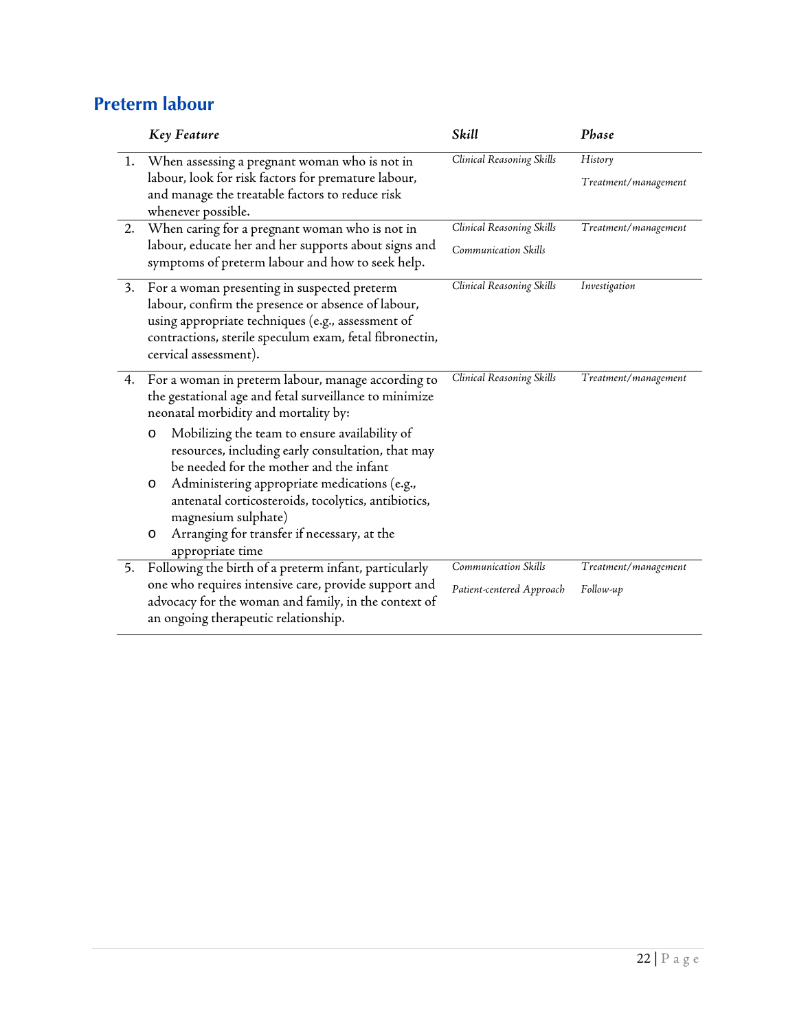## Preterm labour

| | *Key Feature* | *Skill* | *Phase* |
|---|---|---|---|
| 1. | When assessing a pregnant woman who is not in labour, look for risk factors for premature labour, and manage the treatable factors to reduce risk whenever possible. | *Clinical Reasoning Skills* | *History*<br>*Treatment/management* |
| 2. | When caring for a pregnant woman who is not in labour, educate her and her supports about signs and symptoms of preterm labour and how to seek help. | *Clinical Reasoning Skills*<br>*Communication Skills* | *Treatment/management* |
| 3. | For a woman presenting in suspected preterm labour, confirm the presence or absence of labour, using appropriate techniques (e.g., assessment of contractions, sterile speculum exam, fetal fibronectin, cervical assessment). | *Clinical Reasoning Skills* | *Investigation* |
| 4. | For a woman in preterm labour, manage according to the gestational age and fetal surveillance to minimize neonatal morbidity and mortality by:<br>o Mobilizing the team to ensure availability of resources, including early consultation, that may be needed for the mother and the infant<br>o Administering appropriate medications (e.g., antenatal corticosteroids, tocolytics, antibiotics, magnesium sulphate)<br>o Arranging for transfer if necessary, at the appropriate time | *Clinical Reasoning Skills* | *Treatment/management* |
| 5. | Following the birth of a preterm infant, particularly one who requires intensive care, provide support and advocacy for the woman and family, in the context of an ongoing therapeutic relationship. | *Communication Skills*<br>*Patient-centered Approach* | *Treatment/management*<br>*Follow-up* |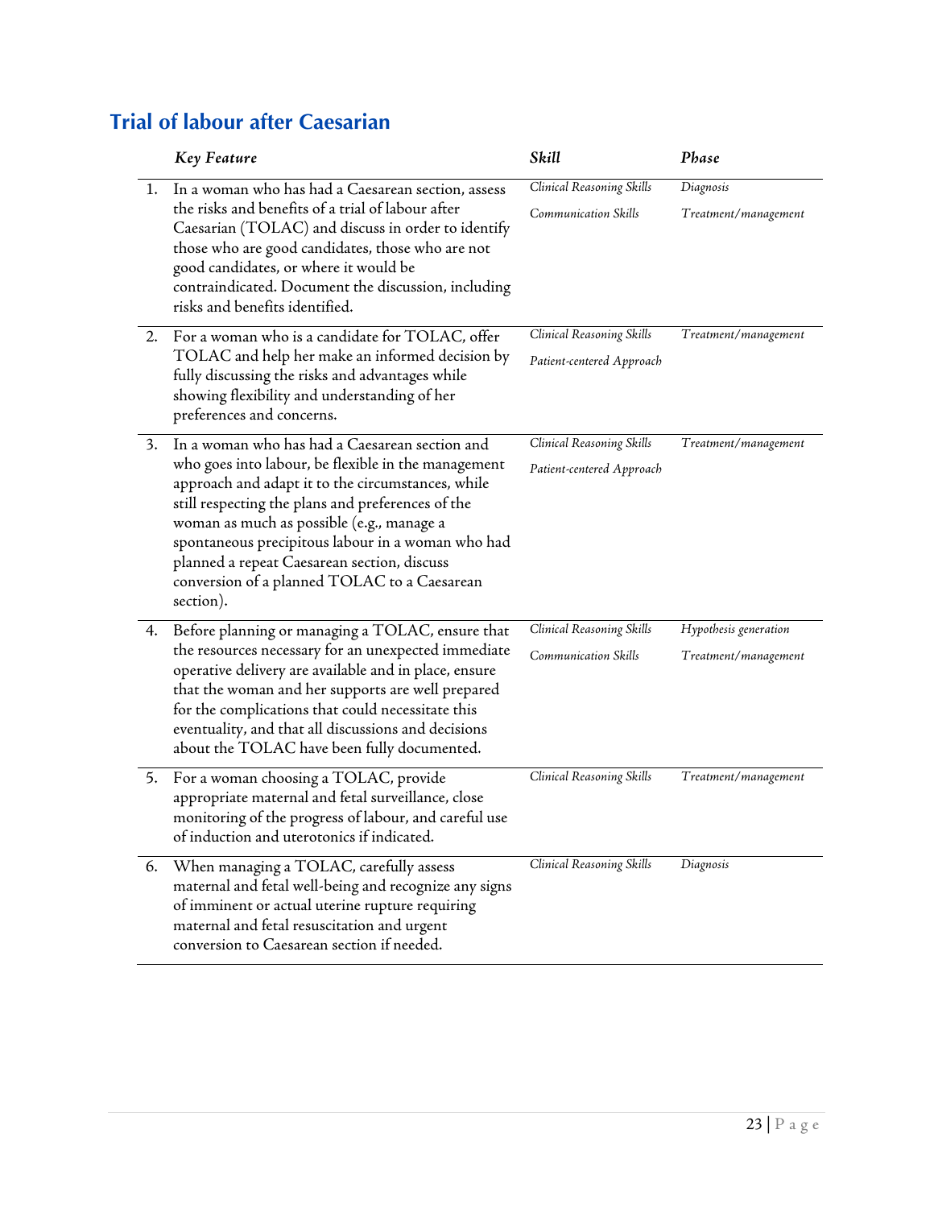## Trial of labour after Caesarian

| | *Key Feature* | *Skill* | *Phase* |
|---|---|---|---|
| 1. | In a woman who has had a Caesarean section, assess the risks and benefits of a trial of labour after Caesarian (TOLAC) and discuss in order to identify those who are good candidates, those who are not good candidates, or where it would be contraindicated. Document the discussion, including risks and benefits identified. | *Clinical Reasoning Skills*<br>*Communication Skills* | *Diagnosis*<br>*Treatment/management* |
| 2. | For a woman who is a candidate for TOLAC, offer TOLAC and help her make an informed decision by fully discussing the risks and advantages while showing flexibility and understanding of her preferences and concerns. | *Clinical Reasoning Skills*<br>*Patient-centered Approach* | *Treatment/management* |
| 3. | In a woman who has had a Caesarean section and who goes into labour, be flexible in the management approach and adapt it to the circumstances, while still respecting the plans and preferences of the woman as much as possible (e.g., manage a spontaneous precipitous labour in a woman who had planned a repeat Caesarean section, discuss conversion of a planned TOLAC to a Caesarean section). | *Clinical Reasoning Skills*<br>*Patient-centered Approach* | *Treatment/management* |
| 4. | Before planning or managing a TOLAC, ensure that the resources necessary for an unexpected immediate operative delivery are available and in place, ensure that the woman and her supports are well prepared for the complications that could necessitate this eventuality, and that all discussions and decisions about the TOLAC have been fully documented. | *Clinical Reasoning Skills*<br>*Communication Skills* | *Hypothesis generation*<br>*Treatment/management* |
| 5. | For a woman choosing a TOLAC, provide appropriate maternal and fetal surveillance, close monitoring of the progress of labour, and careful use of induction and uterotonics if indicated. | *Clinical Reasoning Skills* | *Treatment/management* |
| 6. | When managing a TOLAC, carefully assess maternal and fetal well-being and recognize any signs of imminent or actual uterine rupture requiring maternal and fetal resuscitation and urgent conversion to Caesarean section if needed. | *Clinical Reasoning Skills* | *Diagnosis* |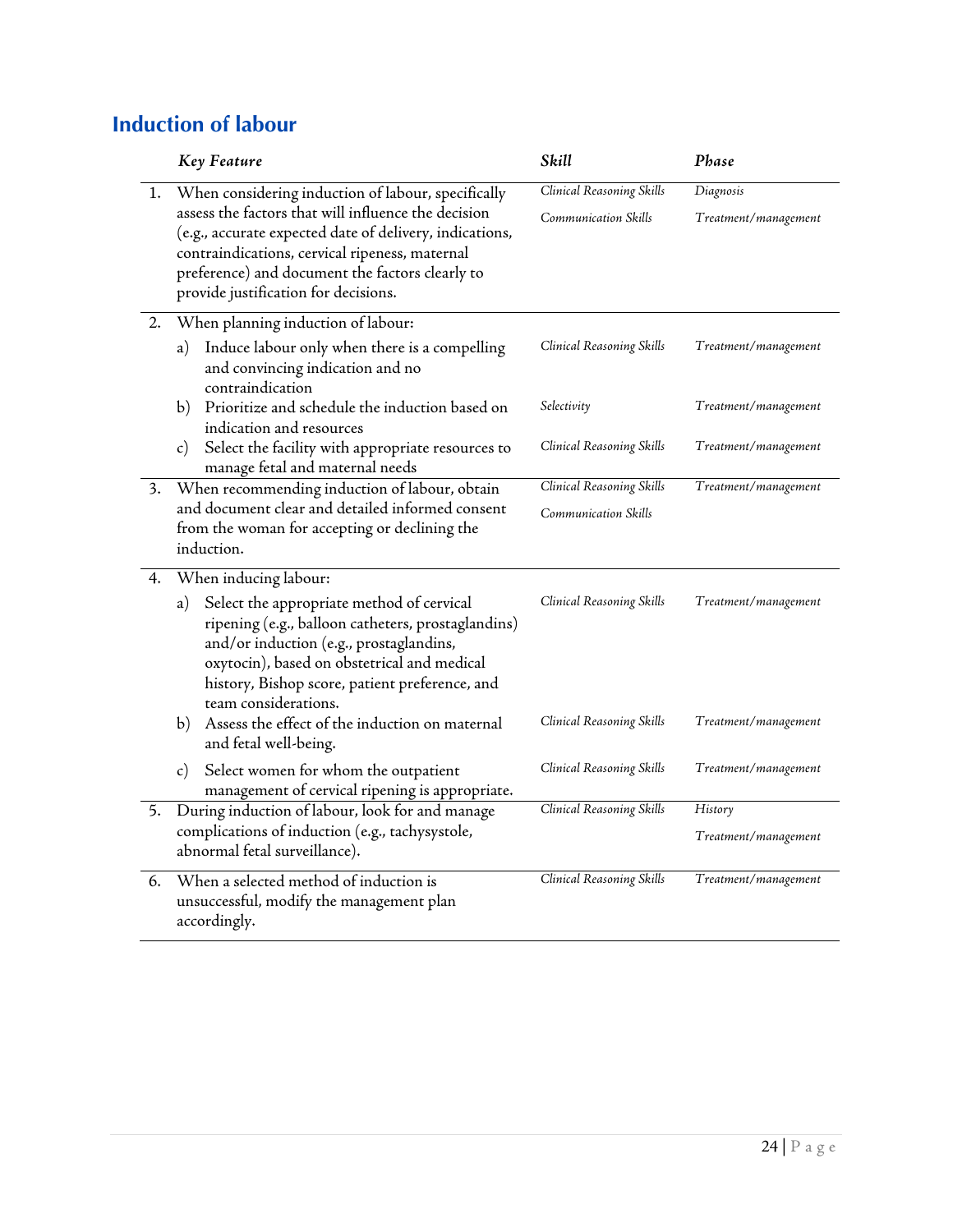## Induction of labour

| | Key Feature | Skill | Phase |
|---|---|---|---|
| 1. | When considering induction of labour, specifically assess the factors that will influence the decision (e.g., accurate expected date of delivery, indications, contraindications, cervical ripeness, maternal preference) and document the factors clearly to provide justification for decisions. | *Clinical Reasoning Skills*<br>*Communication Skills* | *Diagnosis*<br>*Treatment/management* |
| 2. | When planning induction of labour: | | |
| | a) Induce labour only when there is a compelling and convincing indication and no contraindication | *Clinical Reasoning Skills* | *Treatment/management* |
| | b) Prioritize and schedule the induction based on indication and resources | *Selectivity* | *Treatment/management* |
| | c) Select the facility with appropriate resources to manage fetal and maternal needs | *Clinical Reasoning Skills* | *Treatment/management* |
| 3. | When recommending induction of labour, obtain and document clear and detailed informed consent from the woman for accepting or declining the induction. | *Clinical Reasoning Skills*<br>*Communication Skills* | *Treatment/management* |
| 4. | When inducing labour: | | |
| | a) Select the appropriate method of cervical ripening (e.g., balloon catheters, prostaglandins) and/or induction (e.g., prostaglandins, oxytocin), based on obstetrical and medical history, Bishop score, patient preference, and team considerations. | *Clinical Reasoning Skills* | *Treatment/management* |
| | b) Assess the effect of the induction on maternal and fetal well-being. | *Clinical Reasoning Skills* | *Treatment/management* |
| | c) Select women for whom the outpatient management of cervical ripening is appropriate. | *Clinical Reasoning Skills* | *Treatment/management* |
| 5. | During induction of labour, look for and manage complications of induction (e.g., tachysystole, abnormal fetal surveillance). | *Clinical Reasoning Skills* | *History*<br>*Treatment/management* |
| 6. | When a selected method of induction is unsuccessful, modify the management plan accordingly. | *Clinical Reasoning Skills* | *Treatment/management* |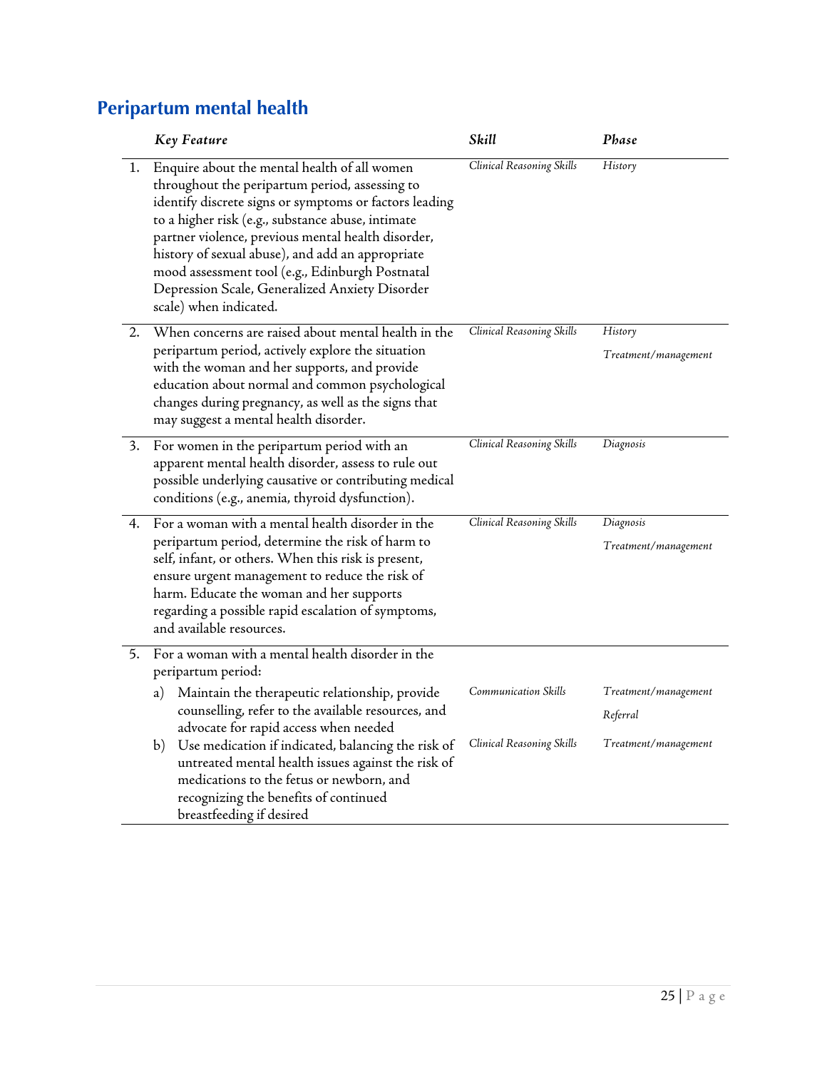## Peripartum mental health

| | *Key Feature* | *Skill* | *Phase* |
|---|---|---|---|
| 1. | Enquire about the mental health of all women throughout the peripartum period, assessing to identify discrete signs or symptoms or factors leading to a higher risk (e.g., substance abuse, intimate partner violence, previous mental health disorder, history of sexual abuse), and add an appropriate mood assessment tool (e.g., Edinburgh Postnatal Depression Scale, Generalized Anxiety Disorder scale) when indicated. | *Clinical Reasoning Skills* | *History* |
| 2. | When concerns are raised about mental health in the peripartum period, actively explore the situation with the woman and her supports, and provide education about normal and common psychological changes during pregnancy, as well as the signs that may suggest a mental health disorder. | *Clinical Reasoning Skills* | *History*<br>*Treatment/management* |
| 3. | For women in the peripartum period with an apparent mental health disorder, assess to rule out possible underlying causative or contributing medical conditions (e.g., anemia, thyroid dysfunction). | *Clinical Reasoning Skills* | *Diagnosis* |
| 4. | For a woman with a mental health disorder in the peripartum period, determine the risk of harm to self, infant, or others. When this risk is present, ensure urgent management to reduce the risk of harm. Educate the woman and her supports regarding a possible rapid escalation of symptoms, and available resources. | *Clinical Reasoning Skills* | *Diagnosis*<br>*Treatment/management* |
| 5. | For a woman with a mental health disorder in the peripartum period: | | |
| | a) Maintain the therapeutic relationship, provide counselling, refer to the available resources, and advocate for rapid access when needed | *Communication Skills* | *Treatment/management*<br>*Referral* |
| | b) Use medication if indicated, balancing the risk of untreated mental health issues against the risk of medications to the fetus or newborn, and recognizing the benefits of continued breastfeeding if desired | *Clinical Reasoning Skills* | *Treatment/management* |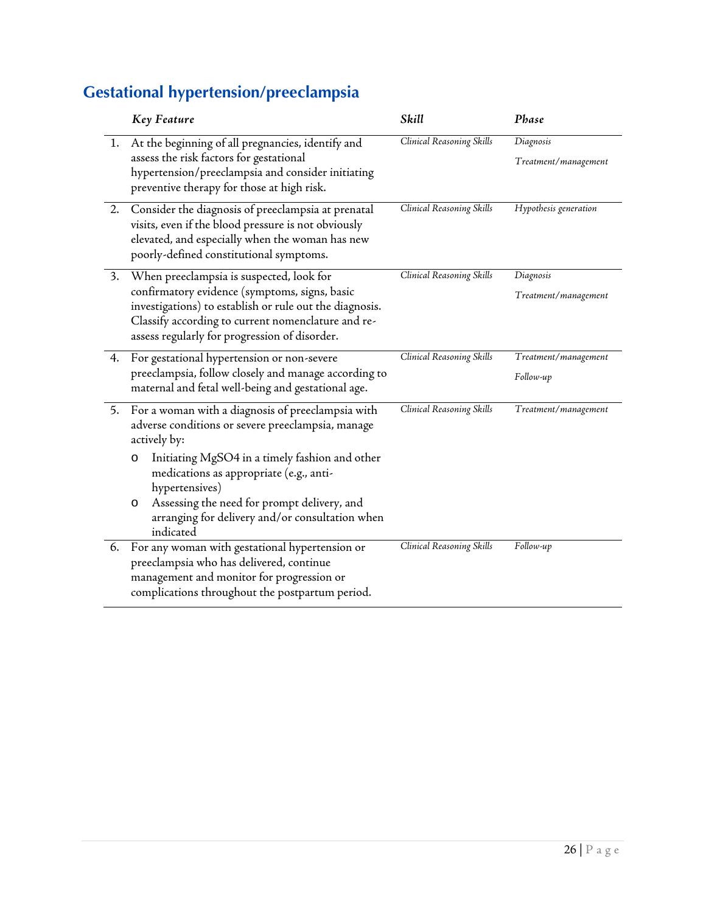## Gestational hypertension/preeclampsia

| | *Key Feature* | *Skill* | *Phase* |
|---|---|---|---|
| 1. | At the beginning of all pregnancies, identify and assess the risk factors for gestational hypertension/preeclampsia and consider initiating preventive therapy for those at high risk. | *Clinical Reasoning Skills* | *Diagnosis*<br>*Treatment/management* |
| 2. | Consider the diagnosis of preeclampsia at prenatal visits, even if the blood pressure is not obviously elevated, and especially when the woman has new poorly-defined constitutional symptoms. | *Clinical Reasoning Skills* | *Hypothesis generation* |
| 3. | When preeclampsia is suspected, look for confirmatory evidence (symptoms, signs, basic investigations) to establish or rule out the diagnosis. Classify according to current nomenclature and re-assess regularly for progression of disorder. | *Clinical Reasoning Skills* | *Diagnosis*<br>*Treatment/management* |
| 4. | For gestational hypertension or non-severe preeclampsia, follow closely and manage according to maternal and fetal well-being and gestational age. | *Clinical Reasoning Skills* | *Treatment/management*<br>*Follow-up* |
| 5. | For a woman with a diagnosis of preeclampsia with adverse conditions or severe preeclampsia, manage actively by:<br>o Initiating $MgSO_4$ in a timely fashion and other medications as appropriate (e.g., anti-hypertensives)<br>o Assessing the need for prompt delivery, and arranging for delivery and/or consultation when indicated | *Clinical Reasoning Skills* | *Treatment/management* |
| 6. | For any woman with gestational hypertension or preeclampsia who has delivered, continue management and monitor for progression or complications throughout the postpartum period. | *Clinical Reasoning Skills* | *Follow-up* |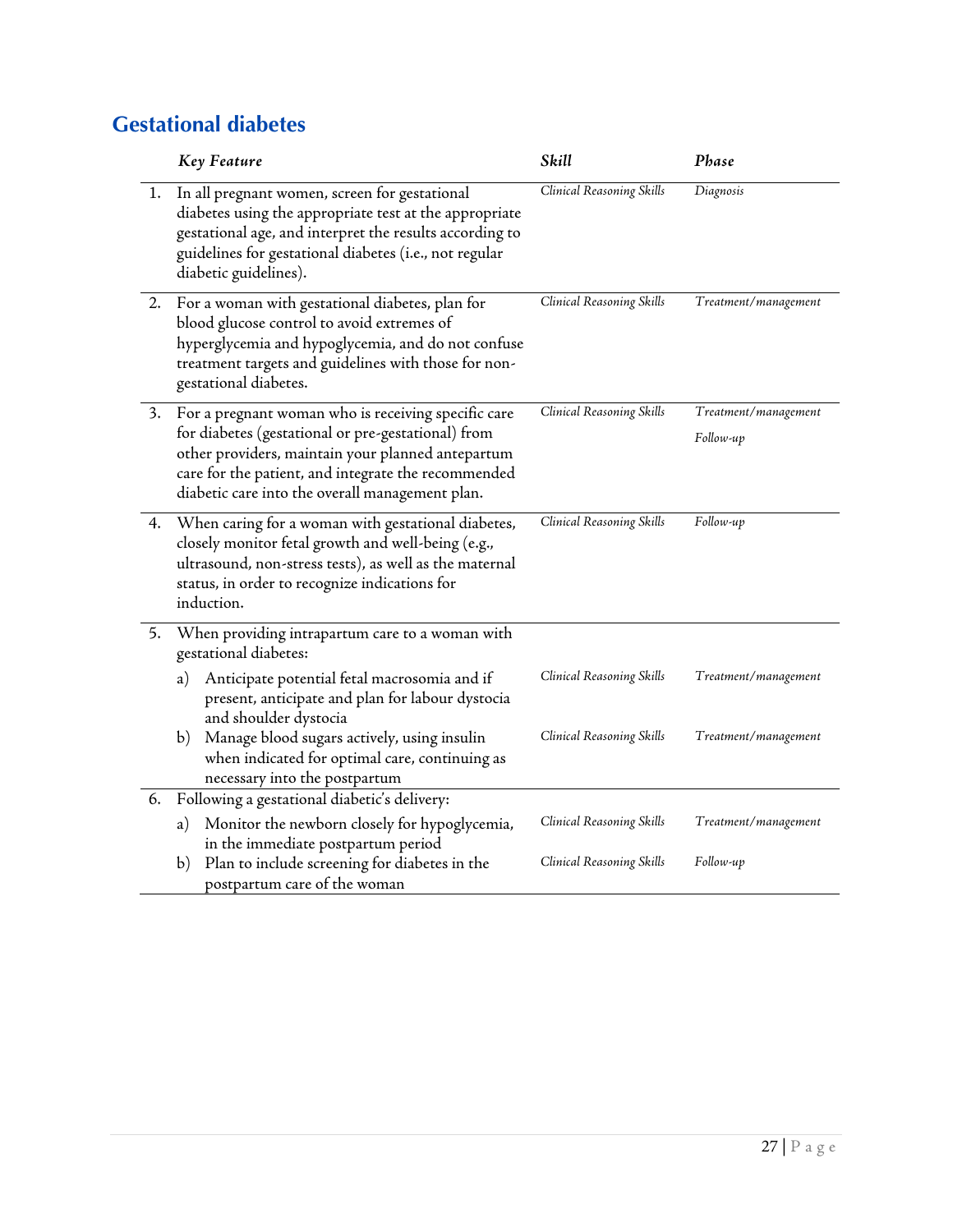## Gestational diabetes

| | Key Feature | Skill | Phase |
|---|---|---|---|
| 1. | In all pregnant women, screen for gestational diabetes using the appropriate test at the appropriate gestational age, and interpret the results according to guidelines for gestational diabetes (i.e., not regular diabetic guidelines). | *Clinical Reasoning Skills* | *Diagnosis* |
| 2. | For a woman with gestational diabetes, plan for blood glucose control to avoid extremes of hyperglycemia and hypoglycemia, and do not confuse treatment targets and guidelines with those for non-gestational diabetes. | *Clinical Reasoning Skills* | *Treatment/management* |
| 3. | For a pregnant woman who is receiving specific care for diabetes (gestational or pre-gestational) from other providers, maintain your planned antepartum care for the patient, and integrate the recommended diabetic care into the overall management plan. | *Clinical Reasoning Skills* | *Treatment/management*<br>*Follow-up* |
| 4. | When caring for a woman with gestational diabetes, closely monitor fetal growth and well-being (e.g., ultrasound, non-stress tests), as well as the maternal status, in order to recognize indications for induction. | *Clinical Reasoning Skills* | *Follow-up* |
| 5. | When providing intrapartum care to a woman with gestational diabetes: | | |
| | a) Anticipate potential fetal macrosomia and if present, anticipate and plan for labour dystocia and shoulder dystocia | *Clinical Reasoning Skills* | *Treatment/management* |
| | b) Manage blood sugars actively, using insulin when indicated for optimal care, continuing as necessary into the postpartum | *Clinical Reasoning Skills* | *Treatment/management* |
| 6. | Following a gestational diabetic's delivery: | | |
| | a) Monitor the newborn closely for hypoglycemia, in the immediate postpartum period | *Clinical Reasoning Skills* | *Treatment/management* |
| | b) Plan to include screening for diabetes in the postpartum care of the woman | *Clinical Reasoning Skills* | *Follow-up* |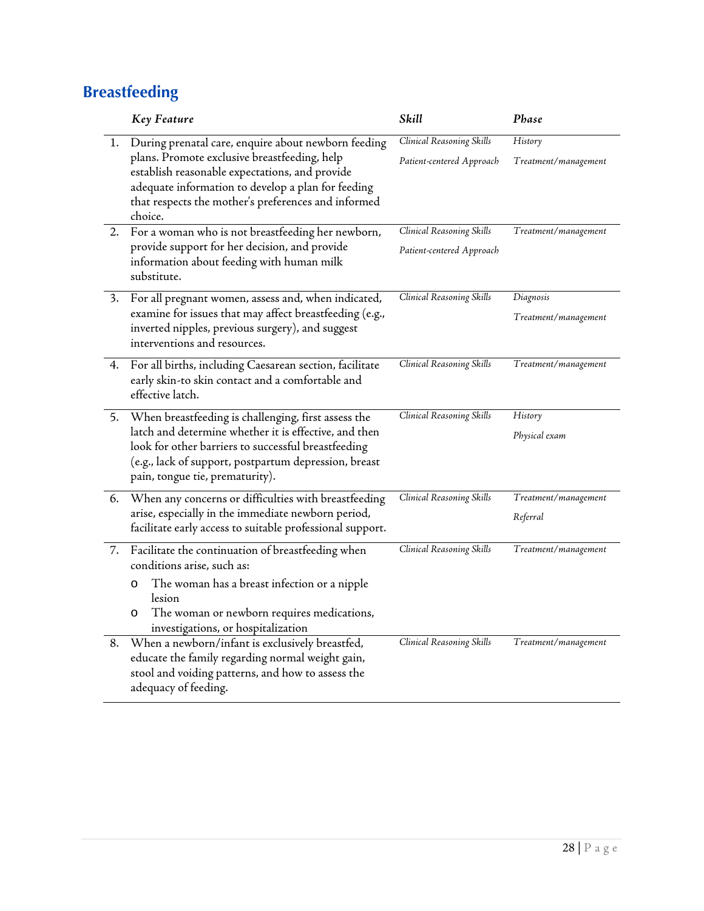## Breastfeeding

| | *Key Feature* | *Skill* | *Phase* |
|---|---|---|---|
| 1. | During prenatal care, enquire about newborn feeding plans. Promote exclusive breastfeeding, help establish reasonable expectations, and provide adequate information to develop a plan for feeding that respects the mother's preferences and informed choice. | *Clinical Reasoning Skills*<br>*Patient-centered Approach* | *History*<br>*Treatment/management* |
| 2. | For a woman who is not breastfeeding her newborn, provide support for her decision, and provide information about feeding with human milk substitute. | *Clinical Reasoning Skills*<br>*Patient-centered Approach* | *Treatment/management* |
| 3. | For all pregnant women, assess and, when indicated, examine for issues that may affect breastfeeding (e.g., inverted nipples, previous surgery), and suggest interventions and resources. | *Clinical Reasoning Skills* | *Diagnosis*<br>*Treatment/management* |
| 4. | For all births, including Caesarean section, facilitate early skin-to skin contact and a comfortable and effective latch. | *Clinical Reasoning Skills* | *Treatment/management* |
| 5. | When breastfeeding is challenging, first assess the latch and determine whether it is effective, and then look for other barriers to successful breastfeeding (e.g., lack of support, postpartum depression, breast pain, tongue tie, prematurity). | *Clinical Reasoning Skills* | *History*<br>*Physical exam* |
| 6. | When any concerns or difficulties with breastfeeding arise, especially in the immediate newborn period, facilitate early access to suitable professional support. | *Clinical Reasoning Skills* | *Treatment/management*<br>*Referral* |
| 7. | Facilitate the continuation of breastfeeding when conditions arise, such as:<br>o The woman has a breast infection or a nipple lesion<br>o The woman or newborn requires medications, investigations, or hospitalization | *Clinical Reasoning Skills* | *Treatment/management* |
| 8. | When a newborn/infant is exclusively breastfed, educate the family regarding normal weight gain, stool and voiding patterns, and how to assess the adequacy of feeding. | *Clinical Reasoning Skills* | *Treatment/management* |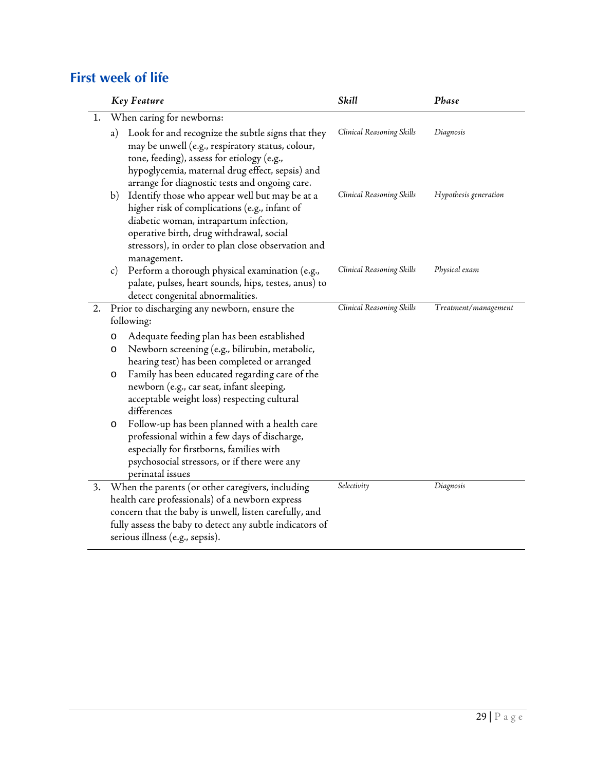## First week of life

| | *Key Feature* | *Skill* | *Phase* |
|---|---|---|---|
| 1. | When caring for newborns: | | |
| | a) Look for and recognize the subtle signs that they may be unwell (e.g., respiratory status, colour, tone, feeding), assess for etiology (e.g., hypoglycemia, maternal drug effect, sepsis) and arrange for diagnostic tests and ongoing care. | *Clinical Reasoning Skills* | *Diagnosis* |
| | b) Identify those who appear well but may be at a higher risk of complications (e.g., infant of diabetic woman, intrapartum infection, operative birth, drug withdrawal, social stressors), in order to plan close observation and management. | *Clinical Reasoning Skills* | *Hypothesis generation* |
| | c) Perform a thorough physical examination (e.g., palate, pulses, heart sounds, hips, testes, anus) to detect congenital abnormalities. | *Clinical Reasoning Skills* | *Physical exam* |
| 2. | Prior to discharging any newborn, ensure the following:<br>o Adequate feeding plan has been established<br>o Newborn screening (e.g., bilirubin, metabolic, hearing test) has been completed or arranged<br>o Family has been educated regarding care of the newborn (e.g., car seat, infant sleeping, acceptable weight loss) respecting cultural differences<br>o Follow-up has been planned with a health care professional within a few days of discharge, especially for firstborns, families with psychosocial stressors, or if there were any perinatal issues | *Clinical Reasoning Skills* | *Treatment/management* |
| 3. | When the parents (or other caregivers, including health care professionals) of a newborn express concern that the baby is unwell, listen carefully, and fully assess the baby to detect any subtle indicators of serious illness (e.g., sepsis). | *Selectivity* | *Diagnosis* |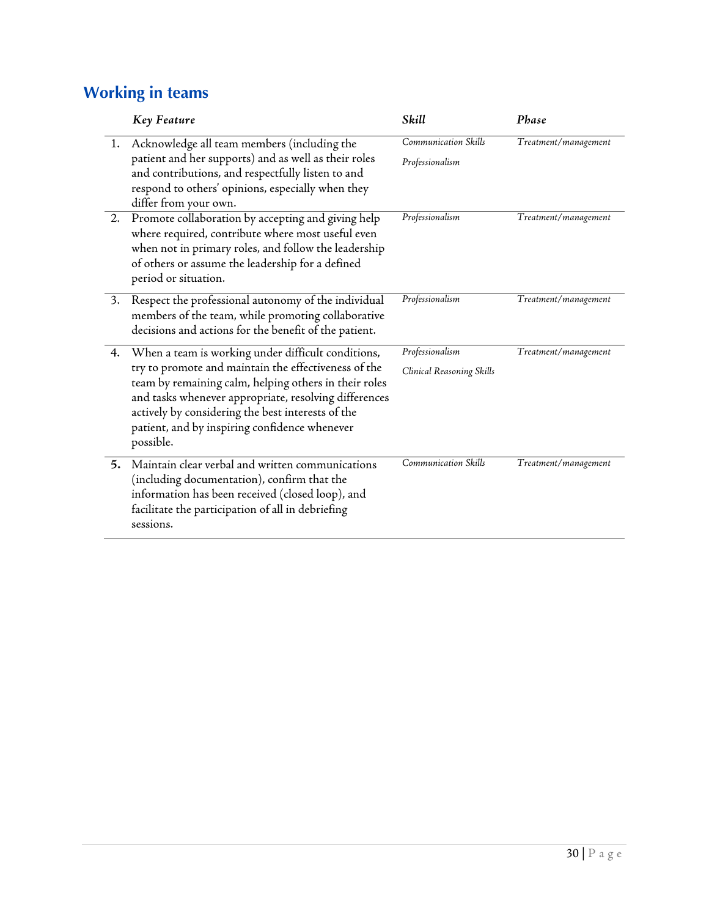## Working in teams

| | *Key Feature* | *Skill* | *Phase* |
|---|---|---|---|
| 1. | Acknowledge all team members (including the patient and her supports) and as well as their roles and contributions, and respectfully listen to and respond to others' opinions, especially when they differ from your own. | *Communication Skills*<br>*Professionalism* | *Treatment/management* |
| 2. | Promote collaboration by accepting and giving help where required, contribute where most useful even when not in primary roles, and follow the leadership of others or assume the leadership for a defined period or situation. | *Professionalism* | *Treatment/management* |
| 3. | Respect the professional autonomy of the individual members of the team, while promoting collaborative decisions and actions for the benefit of the patient. | *Professionalism* | *Treatment/management* |
| 4. | When a team is working under difficult conditions, try to promote and maintain the effectiveness of the team by remaining calm, helping others in their roles and tasks whenever appropriate, resolving differences actively by considering the best interests of the patient, and by inspiring confidence whenever possible. | *Professionalism*<br>*Clinical Reasoning Skills* | *Treatment/management* |
| 5. | Maintain clear verbal and written communications (including documentation), confirm that the information has been received (closed loop), and facilitate the participation of all in debriefing sessions. | *Communication Skills* | *Treatment/management* |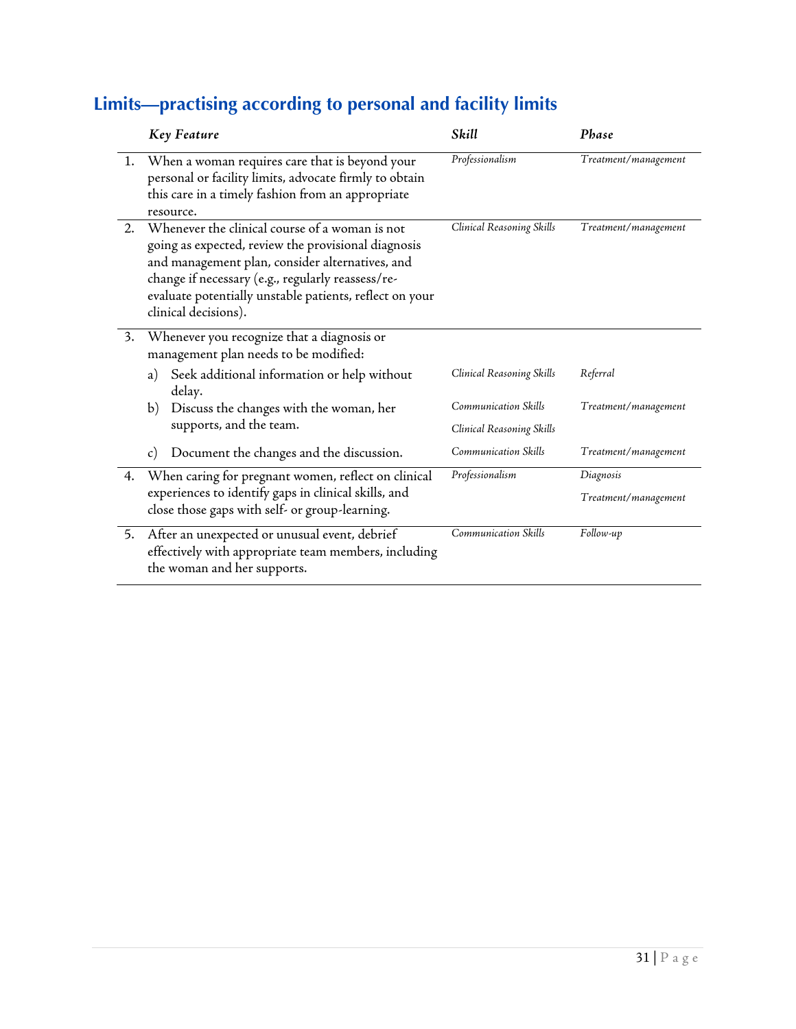## Limits—practising according to personal and facility limits

| | *Key Feature* | *Skill* | *Phase* |
|---|---|---|---|
| 1. | When a woman requires care that is beyond your personal or facility limits, advocate firmly to obtain this care in a timely fashion from an appropriate resource. | *Professionalism* | *Treatment/management* |
| 2. | Whenever the clinical course of a woman is not going as expected, review the provisional diagnosis and management plan, consider alternatives, and change if necessary (e.g., regularly reassess/re-evaluate potentially unstable patients, reflect on your clinical decisions). | *Clinical Reasoning Skills* | *Treatment/management* |
| 3. | Whenever you recognize that a diagnosis or management plan needs to be modified: | | |
| | a) Seek additional information or help without delay. | *Clinical Reasoning Skills* | *Referral* |
| | b) Discuss the changes with the woman, her supports, and the team. | *Communication Skills*<br>*Clinical Reasoning Skills* | *Treatment/management* |
| | c) Document the changes and the discussion. | *Communication Skills* | *Treatment/management* |
| 4. | When caring for pregnant women, reflect on clinical experiences to identify gaps in clinical skills, and close those gaps with self- or group-learning. | *Professionalism* | *Diagnosis*<br>*Treatment/management* |
| 5. | After an unexpected or unusual event, debrief effectively with appropriate team members, including the woman and her supports. | *Communication Skills* | *Follow-up* |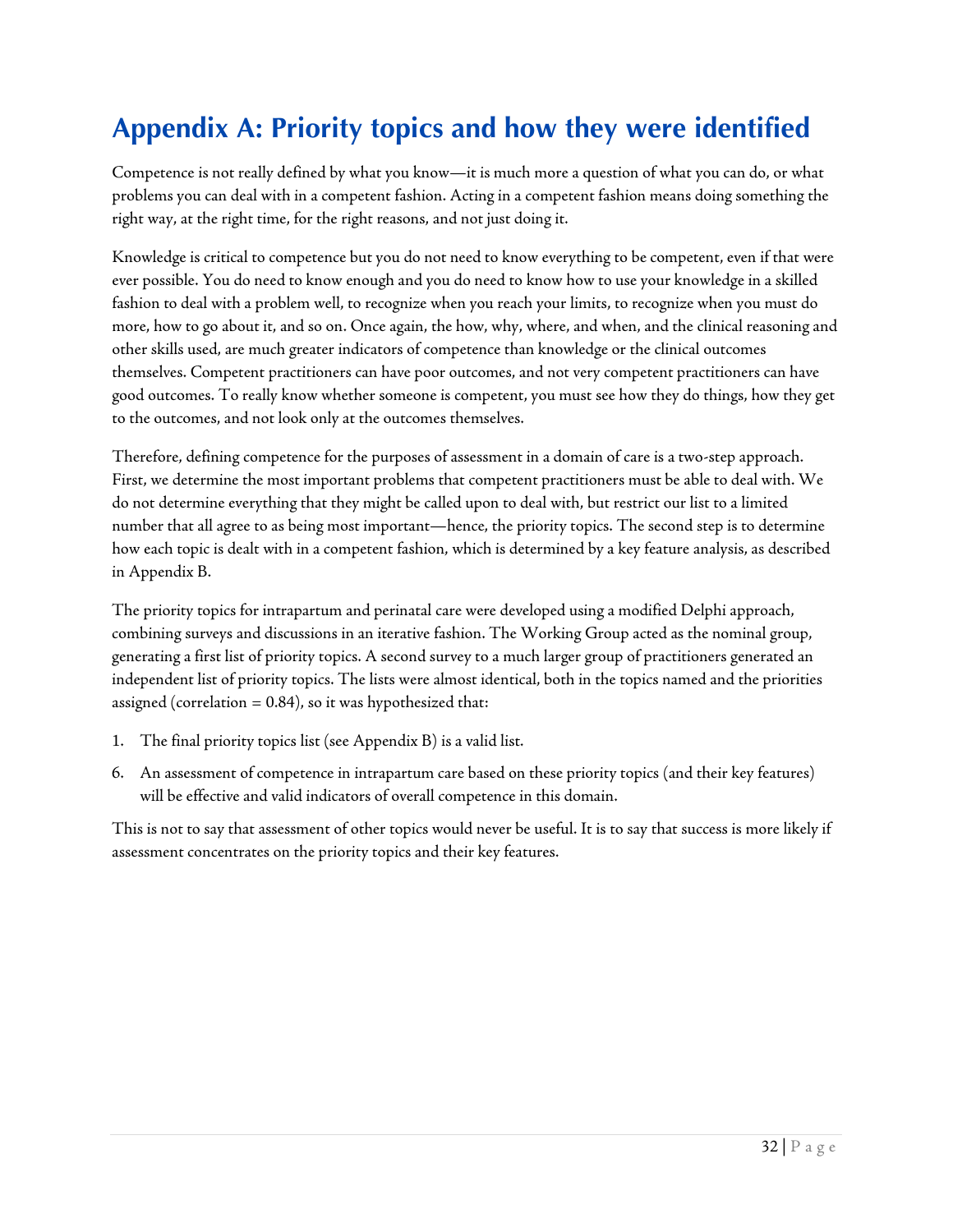# Appendix A: Priority topics and how they were identified

Competence is not really defined by what you know—it is much more a question of what you can do, or what problems you can deal with in a competent fashion. Acting in a competent fashion means doing something the right way, at the right time, for the right reasons, and not just doing it.

Knowledge is critical to competence but you do not need to know everything to be competent, even if that were ever possible. You do need to know enough and you do need to know how to use your knowledge in a skilled fashion to deal with a problem well, to recognize when you reach your limits, to recognize when you must do more, how to go about it, and so on. Once again, the how, why, where, and when, and the clinical reasoning and other skills used, are much greater indicators of competence than knowledge or the clinical outcomes themselves. Competent practitioners can have poor outcomes, and not very competent practitioners can have good outcomes. To really know whether someone is competent, you must see how they do things, how they get to the outcomes, and not look only at the outcomes themselves.

Therefore, defining competence for the purposes of assessment in a domain of care is a two-step approach. First, we determine the most important problems that competent practitioners must be able to deal with. We do not determine everything that they might be called upon to deal with, but restrict our list to a limited number that all agree to as being most important—hence, the priority topics. The second step is to determine how each topic is dealt with in a competent fashion, which is determined by a key feature analysis, as described in Appendix B.

The priority topics for intrapartum and perinatal care were developed using a modified Delphi approach, combining surveys and discussions in an iterative fashion. The Working Group acted as the nominal group, generating a first list of priority topics. A second survey to a much larger group of practitioners generated an independent list of priority topics. The lists were almost identical, both in the topics named and the priorities assigned (correlation = 0.84), so it was hypothesized that:

1. The final priority topics list (see Appendix B) is a valid list.
6. An assessment of competence in intrapartum care based on these priority topics (and their key features) will be effective and valid indicators of overall competence in this domain.

This is not to say that assessment of other topics would never be useful. It is to say that success is more likely if assessment concentrates on the priority topics and their key features.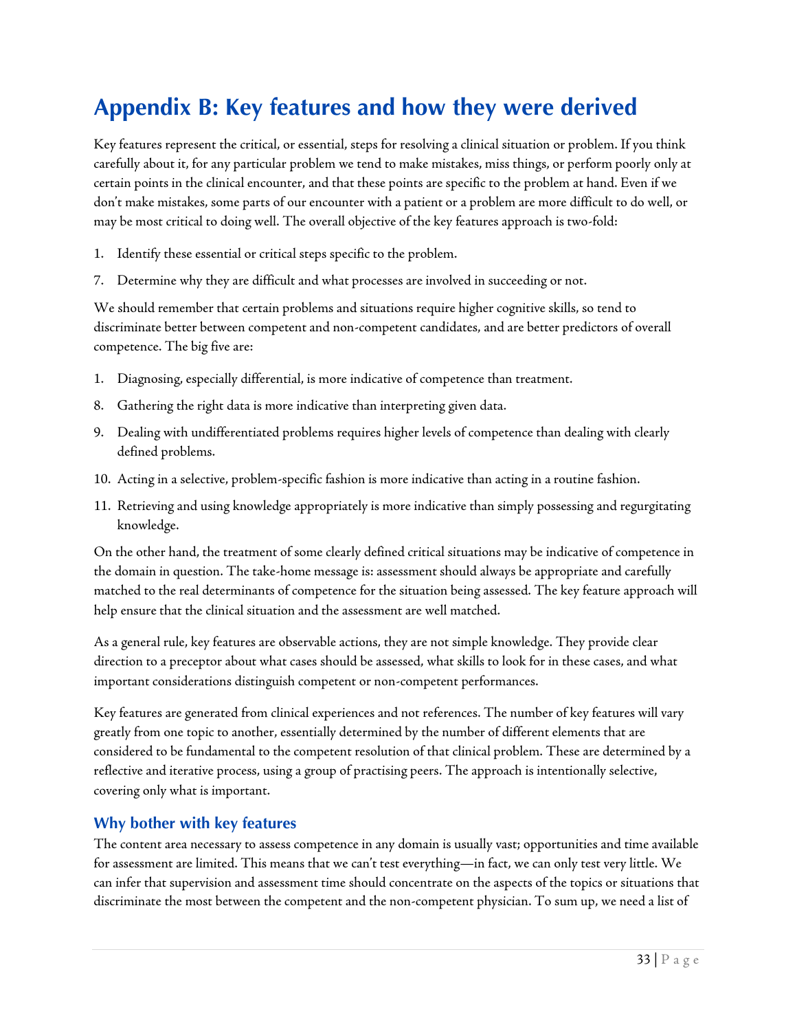# Appendix B: Key features and how they were derived

Key features represent the critical, or essential, steps for resolving a clinical situation or problem. If you think carefully about it, for any particular problem we tend to make mistakes, miss things, or perform poorly only at certain points in the clinical encounter, and that these points are specific to the problem at hand. Even if we don't make mistakes, some parts of our encounter with a patient or a problem are more difficult to do well, or may be most critical to doing well. The overall objective of the key features approach is two-fold:

1. Identify these essential or critical steps specific to the problem.
7. Determine why they are difficult and what processes are involved in succeeding or not.

We should remember that certain problems and situations require higher cognitive skills, so tend to discriminate better between competent and non-competent candidates, and are better predictors of overall competence. The big five are:

1. Diagnosing, especially differential, is more indicative of competence than treatment.
8. Gathering the right data is more indicative than interpreting given data.
9. Dealing with undifferentiated problems requires higher levels of competence than dealing with clearly defined problems.
10. Acting in a selective, problem-specific fashion is more indicative than acting in a routine fashion.
11. Retrieving and using knowledge appropriately is more indicative than simply possessing and regurgitating knowledge.

On the other hand, the treatment of some clearly defined critical situations may be indicative of competence in the domain in question. The take-home message is: assessment should always be appropriate and carefully matched to the real determinants of competence for the situation being assessed. The key feature approach will help ensure that the clinical situation and the assessment are well matched.

As a general rule, key features are observable actions, they are not simple knowledge. They provide clear direction to a preceptor about what cases should be assessed, what skills to look for in these cases, and what important considerations distinguish competent or non-competent performances.

Key features are generated from clinical experiences and not references. The number of key features will vary greatly from one topic to another, essentially determined by the number of different elements that are considered to be fundamental to the competent resolution of that clinical problem. These are determined by a reflective and iterative process, using a group of practising peers. The approach is intentionally selective, covering only what is important.

## Why bother with key features

The content area necessary to assess competence in any domain is usually vast; opportunities and time available for assessment are limited. This means that we can't test everything—in fact, we can only test very little. We can infer that supervision and assessment time should concentrate on the aspects of the topics or situations that discriminate the most between the competent and the non-competent physician. To sum up, we need a list of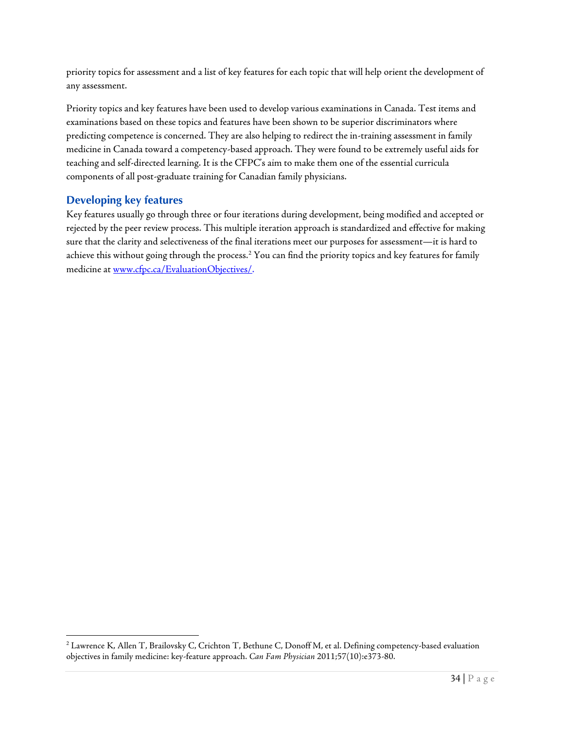priority topics for assessment and a list of key features for each topic that will help orient the development of any assessment.

Priority topics and key features have been used to develop various examinations in Canada. Test items and examinations based on these topics and features have been shown to be superior discriminators where predicting competence is concerned. They are also helping to redirect the in-training assessment in family medicine in Canada toward a competency-based approach. They were found to be extremely useful aids for teaching and self-directed learning. It is the CFPC's aim to make them one of the essential curricula components of all post-graduate training for Canadian family physicians.

## Developing key features

Key features usually go through three or four iterations during development, being modified and accepted or rejected by the peer review process. This multiple iteration approach is standardized and effective for making sure that the clarity and selectiveness of the final iterations meet our purposes for assessment—it is hard to achieve this without going through the process.[2] You can find the priority topics and key features for family medicine at [www.cfpc.ca/EvaluationObjectives/](www.cfpc.ca/EvaluationObjectives/).

---

[2] Lawrence K, Allen T, Brailovsky C, Crichton T, Bethune C, Donoff M, et al. Defining competency-based evaluation objectives in family medicine: key-feature approach. *Can Fam Physician* 2011;57(10):e373-80.